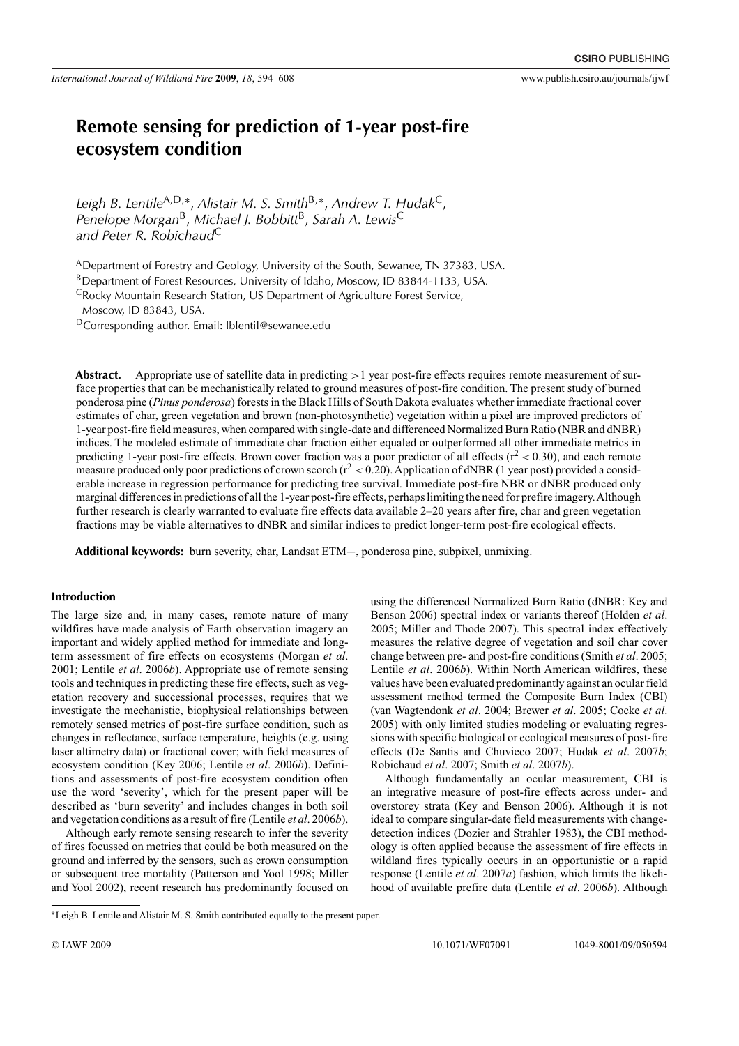# Remote sensing for prediction of 1-year post-fire ecosystem condition

*Leigh B. Lentile*[A,D,*], *Alistair M. S. Smith*[B,*], *Andrew T. Hudak*[C], *Penelope Morgan*[B], *Michael J. Bobbitt*[B], *Sarah A. Lewis*[C] *and Peter R. Robichaud*[C]

[A]Department of Forestry and Geology, University of the South, Sewanee, TN 37383, USA.

[B]Department of Forest Resources, University of Idaho, Moscow, ID 83844-1133, USA.

[C]Rocky Mountain Research Station, US Department of Agriculture Forest Service, Moscow, ID 83843, USA.

[D]Corresponding author. Email: lblentil@sewanee.edu

**Abstract.** Appropriate use of satellite data in predicting >1 year post-fire effects requires remote measurement of surface properties that can be mechanistically related to ground measures of post-fire condition. The present study of burned ponderosa pine (*Pinus ponderosa*) forests in the Black Hills of South Dakota evaluates whether immediate fractional cover estimates of char, green vegetation and brown (non-photosynthetic) vegetation within a pixel are improved predictors of 1-year post-fire field measures, when compared with single-date and differenced Normalized Burn Ratio (NBR and dNBR) indices. The modeled estimate of immediate char fraction either equaled or outperformed all other immediate metrics in predicting 1-year post-fire effects. Brown cover fraction was a poor predictor of all effects ($r^2 < 0.30$), and each remote measure produced only poor predictions of crown scorch ($r^2 < 0.20$). Application of dNBR (1 year post) provided a considerable increase in regression performance for predicting tree survival. Immediate post-fire NBR or dNBR produced only marginal differences in predictions of all the 1-year post-fire effects, perhaps limiting the need for prefire imagery. Although further research is clearly warranted to evaluate fire effects data available 2–20 years after fire, char and green vegetation fractions may be viable alternatives to dNBR and similar indices to predict longer-term post-fire ecological effects.

**Additional keywords:** burn severity, char, Landsat ETM+, ponderosa pine, subpixel, unmixing.

## Introduction

The large size and, in many cases, remote nature of many wildfires have made analysis of Earth observation imagery an important and widely applied method for immediate and long-term assessment of fire effects on ecosystems (Morgan *et al*. 2001; Lentile *et al*. 2006*b*). Appropriate use of remote sensing tools and techniques in predicting these fire effects, such as vegetation recovery and successional processes, requires that we investigate the mechanistic, biophysical relationships between remotely sensed metrics of post-fire surface condition, such as changes in reflectance, surface temperature, heights (e.g. using laser altimetry data) or fractional cover; with field measures of ecosystem condition (Key 2006; Lentile *et al*. 2006*b*). Definitions and assessments of post-fire ecosystem condition often use the word 'severity', which for the present paper will be described as 'burn severity' and includes changes in both soil and vegetation conditions as a result of fire (Lentile *et al*. 2006*b*).

Although early remote sensing research to infer the severity of fires focussed on metrics that could be both measured on the ground and inferred by the sensors, such as crown consumption or subsequent tree mortality (Patterson and Yool 1998; Miller and Yool 2002), recent research has predominantly focused on using the differenced Normalized Burn Ratio (dNBR: Key and Benson 2006) spectral index or variants thereof (Holden *et al*. 2005; Miller and Thode 2007). This spectral index effectively measures the relative degree of vegetation and soil char cover change between pre- and post-fire conditions (Smith *et al*. 2005; Lentile *et al*. 2006*b*). Within North American wildfires, these values have been evaluated predominantly against an ocular field assessment method termed the Composite Burn Index (CBI) (van Wagtendonk *et al*. 2004; Brewer *et al*. 2005; Cocke *et al*. 2005) with only limited studies modeling or evaluating regressions with specific biological or ecological measures of post-fire effects (De Santis and Chuvieco 2007; Hudak *et al*. 2007*b*; Robichaud *et al*. 2007; Smith *et al*. 2007*b*).

Although fundamentally an ocular measurement, CBI is an integrative measure of post-fire effects across under- and overstorey strata (Key and Benson 2006). Although it is not ideal to compare singular-date field measurements with change-detection indices (Dozier and Strahler 1983), the CBI methodology is often applied because the assessment of fire effects in wildland fires typically occurs in an opportunistic or a rapid response (Lentile *et al*. 2007*a*) fashion, which limits the likelihood of available prefire data (Lentile *et al*. 2006*b*). Although

*Leigh B. Lentile and Alistair M. S. Smith contributed equally to the present paper.

© IAWF 2009 10.1071/WF07091 1049-8001/09/050594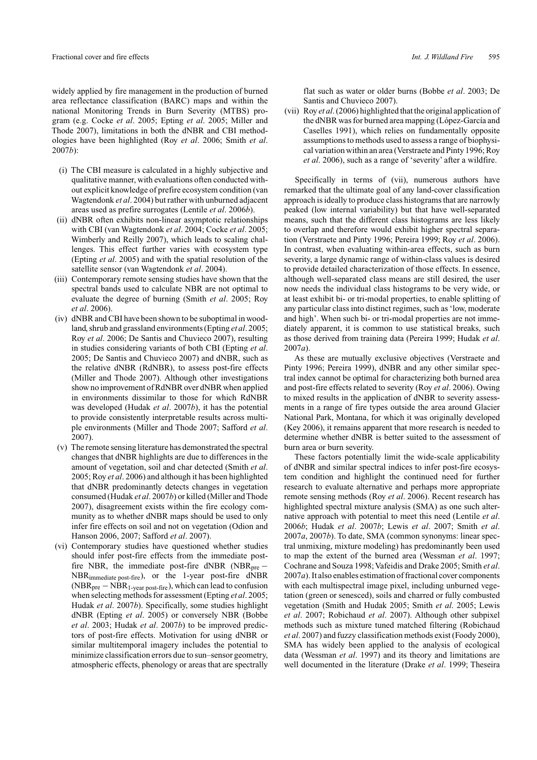widely applied by fire management in the production of burned area reflectance classification (BARC) maps and within the national Monitoring Trends in Burn Severity (MTBS) program (e.g. Cocke *et al*. 2005; Epting *et al*. 2005; Miller and Thode 2007), limitations in both the dNBR and CBI methodologies have been highlighted (Roy *et al*. 2006; Smith *et al*. 2007*b*):

- (i) The CBI measure is calculated in a highly subjective and qualitative manner, with evaluations often conducted without explicit knowledge of prefire ecosystem condition (van Wagtendonk *et al*. 2004) but rather with unburned adjacent areas used as prefire surrogates (Lentile *et al*. 2006*b*).
- (ii) dNBR often exhibits non-linear asymptotic relationships with CBI (van Wagtendonk *et al*. 2004; Cocke *et al*. 2005; Wimberly and Reilly 2007), which leads to scaling challenges. This effect further varies with ecosystem type (Epting *et al*. 2005) and with the spatial resolution of the satellite sensor (van Wagtendonk *et al*. 2004).
- (iii) Contemporary remote sensing studies have shown that the spectral bands used to calculate NBR are not optimal to evaluate the degree of burning (Smith *et al*. 2005; Roy *et al*. 2006).
- (iv) dNBR and CBI have been shown to be suboptimal in woodland, shrub and grassland environments (Epting *et al*. 2005; Roy *et al*. 2006; De Santis and Chuvieco 2007), resulting in studies considering variants of both CBI (Epting *et al*. 2005; De Santis and Chuvieco 2007) and dNBR, such as the relative dNBR (RdNBR), to assess post-fire effects (Miller and Thode 2007). Although other investigations show no improvement of RdNBR over dNBR when applied in environments dissimilar to those for which RdNBR was developed (Hudak *et al*. 2007*b*), it has the potential to provide consistently interpretable results across multiple environments (Miller and Thode 2007; Safford *et al*. 2007).
- (v) The remote sensing literature has demonstrated the spectral changes that dNBR highlights are due to differences in the amount of vegetation, soil and char detected (Smith *et al*. 2005; Roy *et al*. 2006) and although it has been highlighted that dNBR predominantly detects changes in vegetation consumed (Hudak *et al*. 2007*b*) or killed (Miller and Thode 2007), disagreement exists within the fire ecology community as to whether dNBR maps should be used to only infer fire effects on soil and not on vegetation (Odion and Hanson 2006, 2007; Safford *et al*. 2007).
- (vi) Contemporary studies have questioned whether studies should infer post-fire effects from the immediate post-fire NBR, the immediate post-fire dNBR ($NBR_{pre} - NBR_{immediate\ post\text{-}fire}$), or the 1-year post-fire dNBR ($NBR_{pre} - NBR_{1\text{-}year\ post\text{-}fire}$), which can lead to confusion when selecting methods for assessment (Epting *et al*. 2005; Hudak *et al*. 2007*b*). Specifically, some studies highlight dNBR (Epting *et al*. 2005) or conversely NBR (Bobbe *et al*. 2003; Hudak *et al*. 2007*b*) to be improved predictors of post-fire effects. Motivation for using dNBR or similar multitemporal imagery includes the potential to minimize classification errors due to sun–sensor geometry, atmospheric effects, phenology or areas that are spectrally flat such as water or older burns (Bobbe *et al*. 2003; De Santis and Chuvieco 2007).
- (vii) Roy *et al*. (2006) highlighted that the original application of the dNBR was for burned area mapping (López-García and Caselles 1991), which relies on fundamentally opposite assumptions to methods used to assess a range of biophysical variation within an area (Verstraete and Pinty 1996; Roy *et al*. 2006), such as a range of 'severity' after a wildfire.

Specifically in terms of (vii), numerous authors have remarked that the ultimate goal of any land-cover classification approach is ideally to produce class histograms that are narrowly peaked (low internal variability) but that have well-separated means, such that the different class histograms are less likely to overlap and therefore would exhibit higher spectral separation (Verstraete and Pinty 1996; Pereira 1999; Roy *et al*. 2006). In contrast, when evaluating within-area effects, such as burn severity, a large dynamic range of within-class values is desired to provide detailed characterization of those effects. In essence, although well-separated class means are still desired, the user now needs the individual class histograms to be very wide, or at least exhibit bi- or tri-modal properties, to enable splitting of any particular class into distinct regimes, such as 'low, moderate and high'. When such bi- or tri-modal properties are not immediately apparent, it is common to use statistical breaks, such as those derived from training data (Pereira 1999; Hudak *et al*. 2007*a*).

As these are mutually exclusive objectives (Verstraete and Pinty 1996; Pereira 1999), dNBR and any other similar spectral index cannot be optimal for characterizing both burned area and post-fire effects related to severity (Roy *et al*. 2006). Owing to mixed results in the application of dNBR to severity assessments in a range of fire types outside the area around Glacier National Park, Montana, for which it was originally developed (Key 2006), it remains apparent that more research is needed to determine whether dNBR is better suited to the assessment of burn area or burn severity.

These factors potentially limit the wide-scale applicability of dNBR and similar spectral indices to infer post-fire ecosystem condition and highlight the continued need for further research to evaluate alternative and perhaps more appropriate remote sensing methods (Roy *et al*. 2006). Recent research has highlighted spectral mixture analysis (SMA) as one such alternative approach with potential to meet this need (Lentile *et al*. 2006*b*; Hudak *et al*. 2007*b*; Lewis *et al*. 2007; Smith *et al*. 2007*a*, 2007*b*). To date, SMA (common synonyms: linear spectral unmixing, mixture modeling) has predominantly been used to map the extent of the burned area (Wessman *et al*. 1997; Cochrane and Souza 1998; Vafeidis and Drake 2005; Smith *et al*. 2007*a*). It also enables estimation of fractional cover components with each multispectral image pixel, including unburned vegetation (green or senesced), soils and charred or fully combusted vegetation (Smith and Hudak 2005; Smith *et al*. 2005; Lewis *et al*. 2007; Robichaud *et al*. 2007). Although other subpixel methods such as mixture tuned matched filtering (Robichaud *et al*. 2007) and fuzzy classification methods exist (Foody 2000), SMA has widely been applied to the analysis of ecological data (Wessman *et al*. 1997) and its theory and limitations are well documented in the literature (Drake *et al*. 1999; Theseira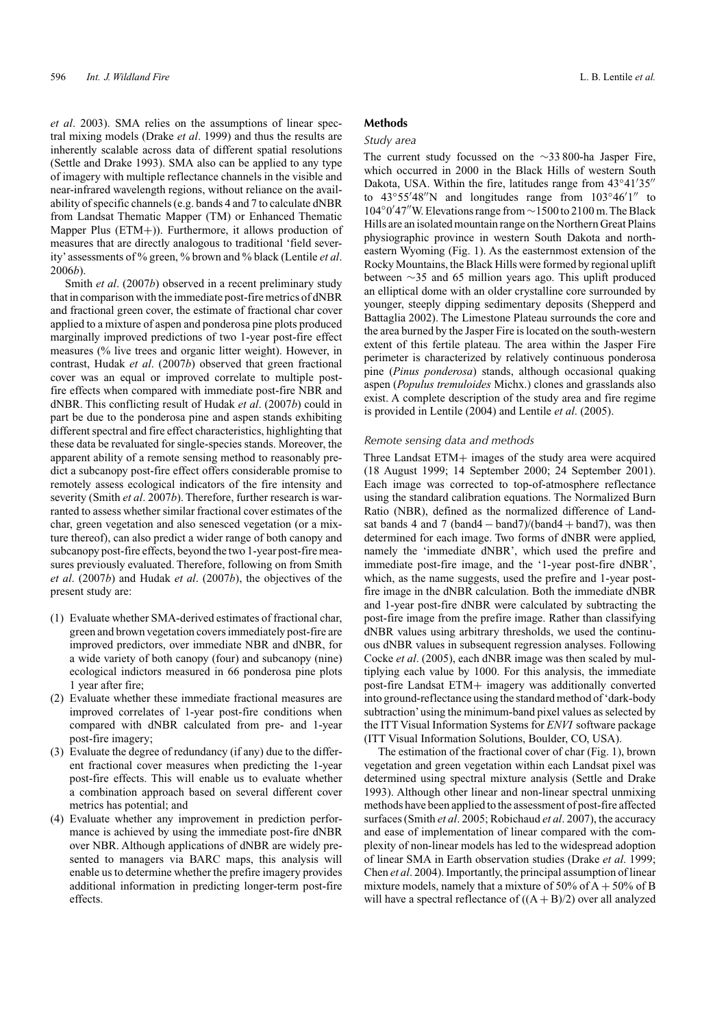*et al*. 2003). SMA relies on the assumptions of linear spectral mixing models (Drake *et al*. 1999) and thus the results are inherently scalable across data of different spatial resolutions (Settle and Drake 1993). SMA also can be applied to any type of imagery with multiple reflectance channels in the visible and near-infrared wavelength regions, without reliance on the availability of specific channels (e.g. bands 4 and 7 to calculate dNBR from Landsat Thematic Mapper (TM) or Enhanced Thematic Mapper Plus (ETM+)). Furthermore, it allows production of measures that are directly analogous to traditional 'field severity' assessments of % green, % brown and % black (Lentile *et al*. 2006*b*).

Smith *et al*. (2007*b*) observed in a recent preliminary study that in comparison with the immediate post-fire metrics of dNBR and fractional green cover, the estimate of fractional char cover applied to a mixture of aspen and ponderosa pine plots produced marginally improved predictions of two 1-year post-fire effect measures (% live trees and organic litter weight). However, in contrast, Hudak *et al*. (2007*b*) observed that green fractional cover was an equal or improved correlate to multiple post-fire effects when compared with immediate post-fire NBR and dNBR. This conflicting result of Hudak *et al*. (2007*b*) could in part be due to the ponderosa pine and aspen stands exhibiting different spectral and fire effect characteristics, highlighting that these data be revaluated for single-species stands. Moreover, the apparent ability of a remote sensing method to reasonably predict a subcanopy post-fire effect offers considerable promise to remotely assess ecological indicators of the fire intensity and severity (Smith *et al*. 2007*b*). Therefore, further research is warranted to assess whether similar fractional cover estimates of the char, green vegetation and also senesced vegetation (or a mixture thereof), can also predict a wider range of both canopy and subcanopy post-fire effects, beyond the two 1-year post-fire measures previously evaluated. Therefore, following on from Smith *et al*. (2007*b*) and Hudak *et al*. (2007*b*), the objectives of the present study are:

(1) Evaluate whether SMA-derived estimates of fractional char, green and brown vegetation covers immediately post-fire are improved predictors, over immediate NBR and dNBR, for a wide variety of both canopy (four) and subcanopy (nine) ecological indictors measured in 66 ponderosa pine plots 1 year after fire;
(2) Evaluate whether these immediate fractional measures are improved correlates of 1-year post-fire conditions when compared with dNBR calculated from pre- and 1-year post-fire imagery;
(3) Evaluate the degree of redundancy (if any) due to the different fractional cover measures when predicting the 1-year post-fire effects. This will enable us to evaluate whether a combination approach based on several different cover metrics has potential; and
(4) Evaluate whether any improvement in prediction performance is achieved by using the immediate post-fire dNBR over NBR. Although applications of dNBR are widely presented to managers via BARC maps, this analysis will enable us to determine whether the prefire imagery provides additional information in predicting longer-term post-fire effects.

## Methods

### Study area

The current study focussed on the ~33 800-ha Jasper Fire, which occurred in 2000 in the Black Hills of western South Dakota, USA. Within the fire, latitudes range from 43°41′35″ to 43°55′48″N and longitudes range from 103°46′1″ to 104°0′47″W. Elevations range from ~1500 to 2100 m. The Black Hills are an isolated mountain range on the Northern Great Plains physiographic province in western South Dakota and north-eastern Wyoming (Fig. 1). As the easternmost extension of the Rocky Mountains, the Black Hills were formed by regional uplift between ~35 and 65 million years ago. This uplift produced an elliptical dome with an older crystalline core surrounded by younger, steeply dipping sedimentary deposits (Shepperd and Battaglia 2002). The Limestone Plateau surrounds the core and the area burned by the Jasper Fire is located on the south-western extent of this fertile plateau. The area within the Jasper Fire perimeter is characterized by relatively continuous ponderosa pine (*Pinus ponderosa*) stands, although occasional quaking aspen (*Populus tremuloides* Michx.) clones and grasslands also exist. A complete description of the study area and fire regime is provided in Lentile (2004) and Lentile *et al*. (2005).

### Remote sensing data and methods

Three Landsat ETM+ images of the study area were acquired (18 August 1999; 14 September 2000; 24 September 2001). Each image was corrected to top-of-atmosphere reflectance using the standard calibration equations. The Normalized Burn Ratio (NBR), defined as the normalized difference of Landsat bands 4 and 7 (band4 − band7)/(band4 + band7), was then determined for each image. Two forms of dNBR were applied, namely the 'immediate dNBR', which used the prefire and immediate post-fire image, and the '1-year post-fire dNBR', which, as the name suggests, used the prefire and 1-year post-fire image in the dNBR calculation. Both the immediate dNBR and 1-year post-fire dNBR were calculated by subtracting the post-fire image from the prefire image. Rather than classifying dNBR values using arbitrary thresholds, we used the continuous dNBR values in subsequent regression analyses. Following Cocke *et al*. (2005), each dNBR image was then scaled by multiplying each value by 1000. For this analysis, the immediate post-fire Landsat ETM+ imagery was additionally converted into ground-reflectance using the standard method of 'dark-body subtraction' using the minimum-band pixel values as selected by the ITT Visual Information Systems for *ENVI* software package (ITT Visual Information Solutions, Boulder, CO, USA).

The estimation of the fractional cover of char (Fig. 1), brown vegetation and green vegetation within each Landsat pixel was determined using spectral mixture analysis (Settle and Drake 1993). Although other linear and non-linear spectral unmixing methods have been applied to the assessment of post-fire affected surfaces (Smith *et al*. 2005; Robichaud *et al*. 2007), the accuracy and ease of implementation of linear compared with the complexity of non-linear models has led to the widespread adoption of linear SMA in Earth observation studies (Drake *et al*. 1999; Chen *et al*. 2004). Importantly, the principal assumption of linear mixture models, namely that a mixture of 50% of A + 50% of B will have a spectral reflectance of ((A + B)/2) over all analyzed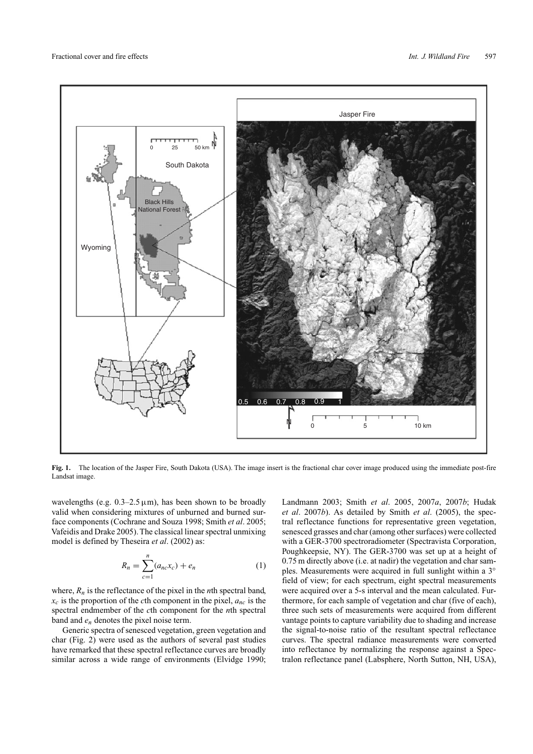**Fig. 1.** The location of the Jasper Fire, South Dakota (USA). The image insert is the fractional char cover image produced using the immediate post-fire Landsat image.

wavelengths (e.g. 0.3–2.5 μm), has been shown to be broadly valid when considering mixtures of unburned and burned surface components (Cochrane and Souza 1998; Smith *et al*. 2005; Vafeidis and Drake 2005). The classical linear spectral unmixing model is defined by Theseira *et al*. (2002) as:

$$R_n = \sum_{c=1}^{n}(a_{nc}x_c) + e_n \quad (1)$$

where, $R_n$ is the reflectance of the pixel in the *n*th spectral band, $x_c$ is the proportion of the *c*th component in the pixel, $a_{nc}$ is the spectral endmember of the *c*th component for the *n*th spectral band and $e_n$ denotes the pixel noise term.

Generic spectra of senesced vegetation, green vegetation and char (Fig. 2) were used as the authors of several past studies have remarked that these spectral reflectance curves are broadly similar across a wide range of environments (Elvidge 1990; Landmann 2003; Smith *et al*. 2005, 2007*a*, 2007*b*; Hudak *et al*. 2007*b*). As detailed by Smith *et al*. (2005), the spectral reflectance functions for representative green vegetation, senesced grasses and char (among other surfaces) were collected with a GER-3700 spectroradiometer (Spectravista Corporation, Poughkeepsie, NY). The GER-3700 was set up at a height of 0.75 m directly above (i.e. at nadir) the vegetation and char samples. Measurements were acquired in full sunlight within a 3° field of view; for each spectrum, eight spectral measurements were acquired over a 5-s interval and the mean calculated. Furthermore, for each sample of vegetation and char (five of each), three such sets of measurements were acquired from different vantage points to capture variability due to shading and increase the signal-to-noise ratio of the resultant spectral reflectance curves. The spectral radiance measurements were converted into reflectance by normalizing the response against a Spectralon reflectance panel (Labsphere, North Sutton, NH, USA),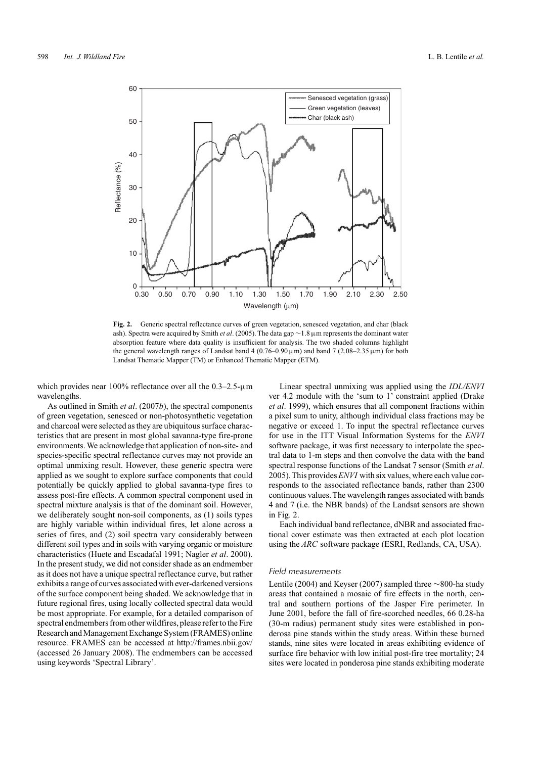Fig. 2. Generic spectral reflectance curves of green vegetation, senesced vegetation, and char (black ash). Spectra were acquired by Smith *et al*. (2005). The data gap ~1.8 μm represents the dominant water absorption feature where data quality is insufficient for analysis. The two shaded columns highlight the general wavelength ranges of Landsat band 4 (0.76–0.90 μm) and band 7 (2.08–2.35 μm) for both Landsat Thematic Mapper (TM) or Enhanced Thematic Mapper (ETM).

which provides near 100% reflectance over all the 0.3–2.5-μm wavelengths.

As outlined in Smith *et al*. (2007*b*), the spectral components of green vegetation, senesced or non-photosynthetic vegetation and charcoal were selected as they are ubiquitous surface characteristics that are present in most global savanna-type fire-prone environments. We acknowledge that application of non-site- and species-specific spectral reflectance curves may not provide an optimal unmixing result. However, these generic spectra were applied as we sought to explore surface components that could potentially be quickly applied to global savanna-type fires to assess post-fire effects. A common spectral component used in spectral mixture analysis is that of the dominant soil. However, we deliberately sought non-soil components, as (1) soils types are highly variable within individual fires, let alone across a series of fires, and (2) soil spectra vary considerably between different soil types and in soils with varying organic or moisture characteristics (Huete and Escadafal 1991; Nagler *et al*. 2000). In the present study, we did not consider shade as an endmember as it does not have a unique spectral reflectance curve, but rather exhibits a range of curves associated with ever-darkened versions of the surface component being shaded. We acknowledge that in future regional fires, using locally collected spectral data would be most appropriate. For example, for a detailed comparison of spectral endmembers from other wildfires, please refer to the Fire Research and Management Exchange System (FRAMES) online resource. FRAMES can be accessed at http://frames.nbii.gov/ (accessed 26 January 2008). The endmembers can be accessed using keywords 'Spectral Library'.

Linear spectral unmixing was applied using the *IDL/ENVI* ver 4.2 module with the 'sum to 1' constraint applied (Drake *et al*. 1999), which ensures that all component fractions within a pixel sum to unity, although individual class fractions may be negative or exceed 1. To input the spectral reflectance curves for use in the ITT Visual Information Systems for the *ENVI* software package, it was first necessary to interpolate the spectral data to 1-m steps and then convolve the data with the band spectral response functions of the Landsat 7 sensor (Smith *et al*. 2005). This provides *ENVI* with six values, where each value corresponds to the associated reflectance bands, rather than 2300 continuous values. The wavelength ranges associated with bands 4 and 7 (i.e. the NBR bands) of the Landsat sensors are shown in Fig. 2.

Each individual band reflectance, dNBR and associated fractional cover estimate was then extracted at each plot location using the *ARC* software package (ESRI, Redlands, CA, USA).

### *Field measurements*

Lentile (2004) and Keyser (2007) sampled three ~800-ha study areas that contained a mosaic of fire effects in the north, central and southern portions of the Jasper Fire perimeter. In June 2001, before the fall of fire-scorched needles, 66 0.28-ha (30-m radius) permanent study sites were established in ponderosa pine stands within the study areas. Within these burned stands, nine sites were located in areas exhibiting evidence of surface fire behavior with low initial post-fire tree mortality; 24 sites were located in ponderosa pine stands exhibiting moderate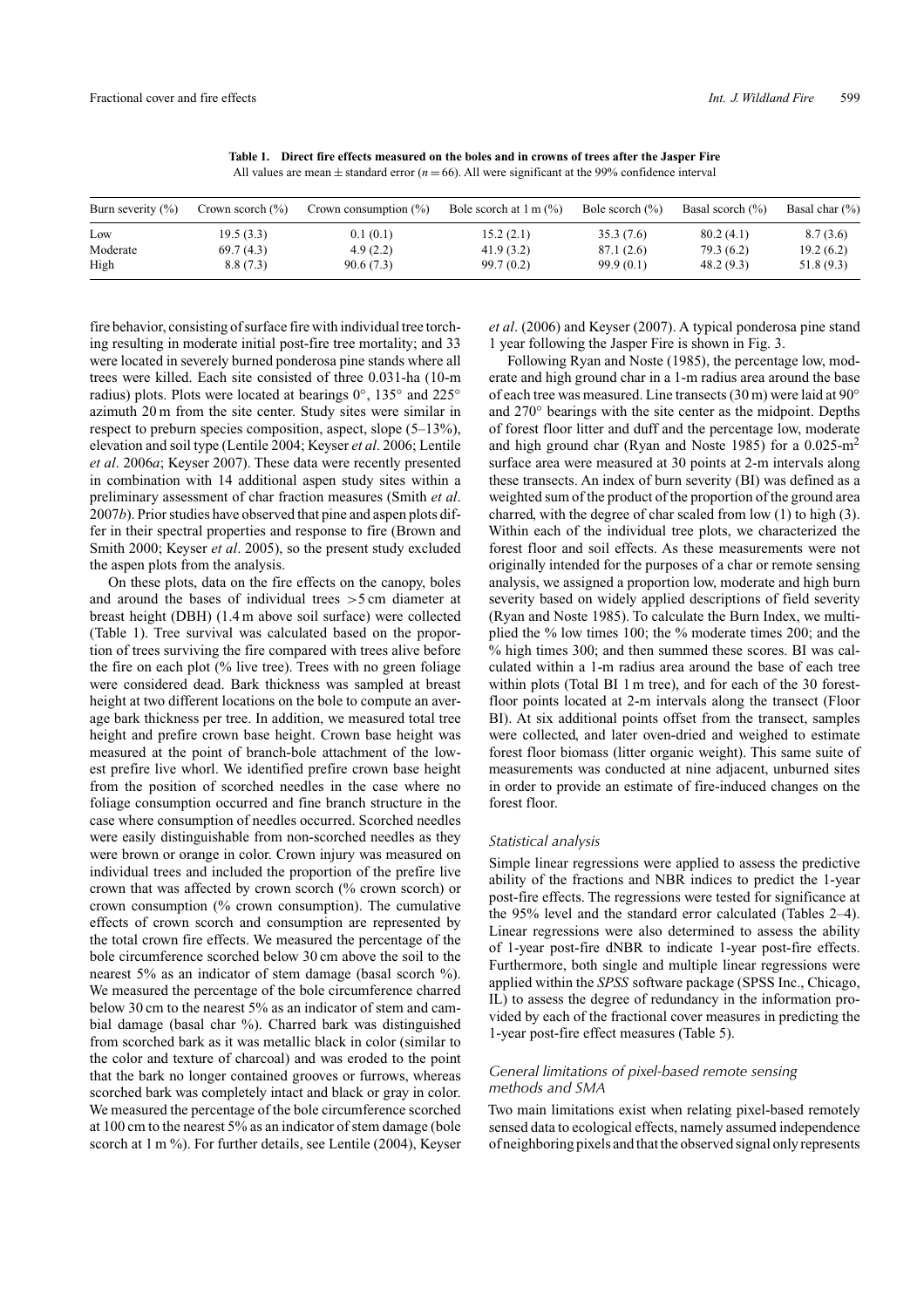**Table 1. Direct fire effects measured on the boles and in crowns of trees after the Jasper Fire**

All values are mean ± standard error ($n = 66$). All were significant at the 99% confidence interval

| Burn severity (%) | Crown scorch (%) | Crown consumption (%) | Bole scorch at 1 m (%) | Bole scorch (%) | Basal scorch (%) | Basal char (%) |
|---|---|---|---|---|---|---|
| Low | 19.5 (3.3) | 0.1 (0.1) | 15.2 (2.1) | 35.3 (7.6) | 80.2 (4.1) | 8.7 (3.6) |
| Moderate | 69.7 (4.3) | 4.9 (2.2) | 41.9 (3.2) | 87.1 (2.6) | 79.3 (6.2) | 19.2 (6.2) |
| High | 8.8 (7.3) | 90.6 (7.3) | 99.7 (0.2) | 99.9 (0.1) | 48.2 (9.3) | 51.8 (9.3) |

fire behavior, consisting of surface fire with individual tree torching resulting in moderate initial post-fire tree mortality; and 33 were located in severely burned ponderosa pine stands where all trees were killed. Each site consisted of three 0.031-ha (10-m radius) plots. Plots were located at bearings 0°, 135° and 225° azimuth 20 m from the site center. Study sites were similar in respect to preburn species composition, aspect, slope (5–13%), elevation and soil type (Lentile 2004; Keyser *et al*. 2006; Lentile *et al*. 2006*a*; Keyser 2007). These data were recently presented in combination with 14 additional aspen study sites within a preliminary assessment of char fraction measures (Smith *et al*. 2007*b*). Prior studies have observed that pine and aspen plots differ in their spectral properties and response to fire (Brown and Smith 2000; Keyser *et al*. 2005), so the present study excluded the aspen plots from the analysis.

On these plots, data on the fire effects on the canopy, boles and around the bases of individual trees >5 cm diameter at breast height (DBH) (1.4 m above soil surface) were collected (Table 1). Tree survival was calculated based on the proportion of trees surviving the fire compared with trees alive before the fire on each plot (% live tree). Trees with no green foliage were considered dead. Bark thickness was sampled at breast height at two different locations on the bole to compute an average bark thickness per tree. In addition, we measured total tree height and prefire crown base height. Crown base height was measured at the point of branch-bole attachment of the lowest prefire live whorl. We identified prefire crown base height from the position of scorched needles in the case where no foliage consumption occurred and fine branch structure in the case where consumption of needles occurred. Scorched needles were easily distinguishable from non-scorched needles as they were brown or orange in color. Crown injury was measured on individual trees and included the proportion of the prefire live crown that was affected by crown scorch (% crown scorch) or crown consumption (% crown consumption). The cumulative effects of crown scorch and consumption are represented by the total crown fire effects. We measured the percentage of the bole circumference scorched below 30 cm above the soil to the nearest 5% as an indicator of stem damage (basal scorch %). We measured the percentage of the bole circumference charred below 30 cm to the nearest 5% as an indicator of stem and cambial damage (basal char %). Charred bark was distinguished from scorched bark as it was metallic black in color (similar to the color and texture of charcoal) and was eroded to the point that the bark no longer contained grooves or furrows, whereas scorched bark was completely intact and black or gray in color. We measured the percentage of the bole circumference scorched at 100 cm to the nearest 5% as an indicator of stem damage (bole scorch at 1 m %). For further details, see Lentile (2004), Keyser *et al*. (2006) and Keyser (2007). A typical ponderosa pine stand 1 year following the Jasper Fire is shown in Fig. 3.

Following Ryan and Noste (1985), the percentage low, moderate and high ground char in a 1-m radius area around the base of each tree was measured. Line transects (30 m) were laid at 90° and 270° bearings with the site center as the midpoint. Depths of forest floor litter and duff and the percentage low, moderate and high ground char (Ryan and Noste 1985) for a 0.025-$m^2$ surface area were measured at 30 points at 2-m intervals along these transects. An index of burn severity (BI) was defined as a weighted sum of the product of the proportion of the ground area charred, with the degree of char scaled from low (1) to high (3). Within each of the individual tree plots, we characterized the forest floor and soil effects. As these measurements were not originally intended for the purposes of a char or remote sensing analysis, we assigned a proportion low, moderate and high burn severity based on widely applied descriptions of field severity (Ryan and Noste 1985). To calculate the Burn Index, we multiplied the % low times 100; the % moderate times 200; and the % high times 300; and then summed these scores. BI was calculated within a 1-m radius area around the base of each tree within plots (Total BI 1 m tree), and for each of the 30 forest-floor points located at 2-m intervals along the transect (Floor BI). At six additional points offset from the transect, samples were collected, and later oven-dried and weighed to estimate forest floor biomass (litter organic weight). This same suite of measurements was conducted at nine adjacent, unburned sites in order to provide an estimate of fire-induced changes on the forest floor.

### *Statistical analysis*

Simple linear regressions were applied to assess the predictive ability of the fractions and NBR indices to predict the 1-year post-fire effects. The regressions were tested for significance at the 95% level and the standard error calculated (Tables 2–4). Linear regressions were also determined to assess the ability of 1-year post-fire dNBR to indicate 1-year post-fire effects. Furthermore, both single and multiple linear regressions were applied within the *SPSS* software package (SPSS Inc., Chicago, IL) to assess the degree of redundancy in the information provided by each of the fractional cover measures in predicting the 1-year post-fire effect measures (Table 5).

### *General limitations of pixel-based remote sensing methods and SMA*

Two main limitations exist when relating pixel-based remotely sensed data to ecological effects, namely assumed independence of neighboring pixels and that the observed signal only represents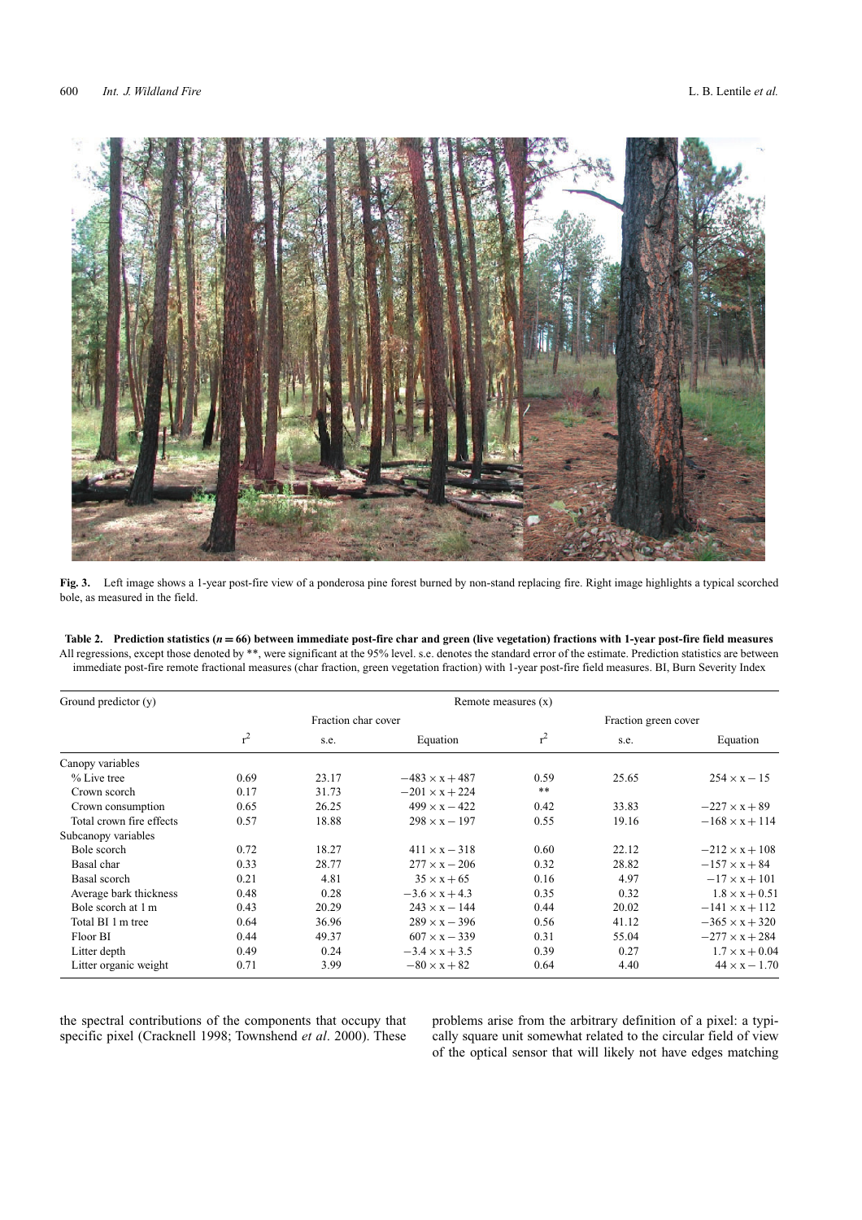**Fig. 3.** Left image shows a 1-year post-fire view of a ponderosa pine forest burned by non-stand replacing fire. Right image highlights a typical scorched bole, as measured in the field.

**Table 2. Prediction statistics ($n = 66$) between immediate post-fire char and green (live vegetation) fractions with 1-year post-fire field measures**
All regressions, except those denoted by **, were significant at the 95% level. s.e. denotes the standard error of the estimate. Prediction statistics are between immediate post-fire remote fractional measures (char fraction, green vegetation fraction) with 1-year post-fire field measures. BI, Burn Severity Index

| Ground predictor (y) | Remote measures (x) | | | | | |
|---|---|---|---|---|---|---|
| | Fraction char cover | | | Fraction green cover | | |
| | $r^2$ | s.e. | Equation | $r^2$ | s.e. | Equation |
| Canopy variables | | | | | | |
| % Live tree | 0.69 | 23.17 | $-483 \times x + 487$ | 0.59 | 25.65 | $254 \times x - 15$ |
| Crown scorch | 0.17 | 31.73 | $-201 \times x + 224$ | ** | | |
| Crown consumption | 0.65 | 26.25 | $499 \times x - 422$ | 0.42 | 33.83 | $-227 \times x + 89$ |
| Total crown fire effects | 0.57 | 18.88 | $298 \times x - 197$ | 0.55 | 19.16 | $-168 \times x + 114$ |
| Subcanopy variables | | | | | | |
| Bole scorch | 0.72 | 18.27 | $411 \times x - 318$ | 0.60 | 22.12 | $-212 \times x + 108$ |
| Basal char | 0.33 | 28.77 | $277 \times x - 206$ | 0.32 | 28.82 | $-157 \times x + 84$ |
| Basal scorch | 0.21 | 4.81 | $35 \times x + 65$ | 0.16 | 4.97 | $-17 \times x + 101$ |
| Average bark thickness | 0.48 | 0.28 | $-3.6 \times x + 4.3$ | 0.35 | 0.32 | $1.8 \times x + 0.51$ |
| Bole scorch at 1 m | 0.43 | 20.29 | $243 \times x - 144$ | 0.44 | 20.02 | $-141 \times x + 112$ |
| Total BI 1 m tree | 0.64 | 36.96 | $289 \times x - 396$ | 0.56 | 41.12 | $-365 \times x + 320$ |
| Floor BI | 0.44 | 49.37 | $607 \times x - 339$ | 0.31 | 55.04 | $-277 \times x + 284$ |
| Litter depth | 0.49 | 0.24 | $-3.4 \times x + 3.5$ | 0.39 | 0.27 | $1.7 \times x + 0.04$ |
| Litter organic weight | 0.71 | 3.99 | $-80 \times x + 82$ | 0.64 | 4.40 | $44 \times x - 1.70$ |

the spectral contributions of the components that occupy that specific pixel (Cracknell 1998; Townshend *et al*. 2000). These problems arise from the arbitrary definition of a pixel: a typically square unit somewhat related to the circular field of view of the optical sensor that will likely not have edges matching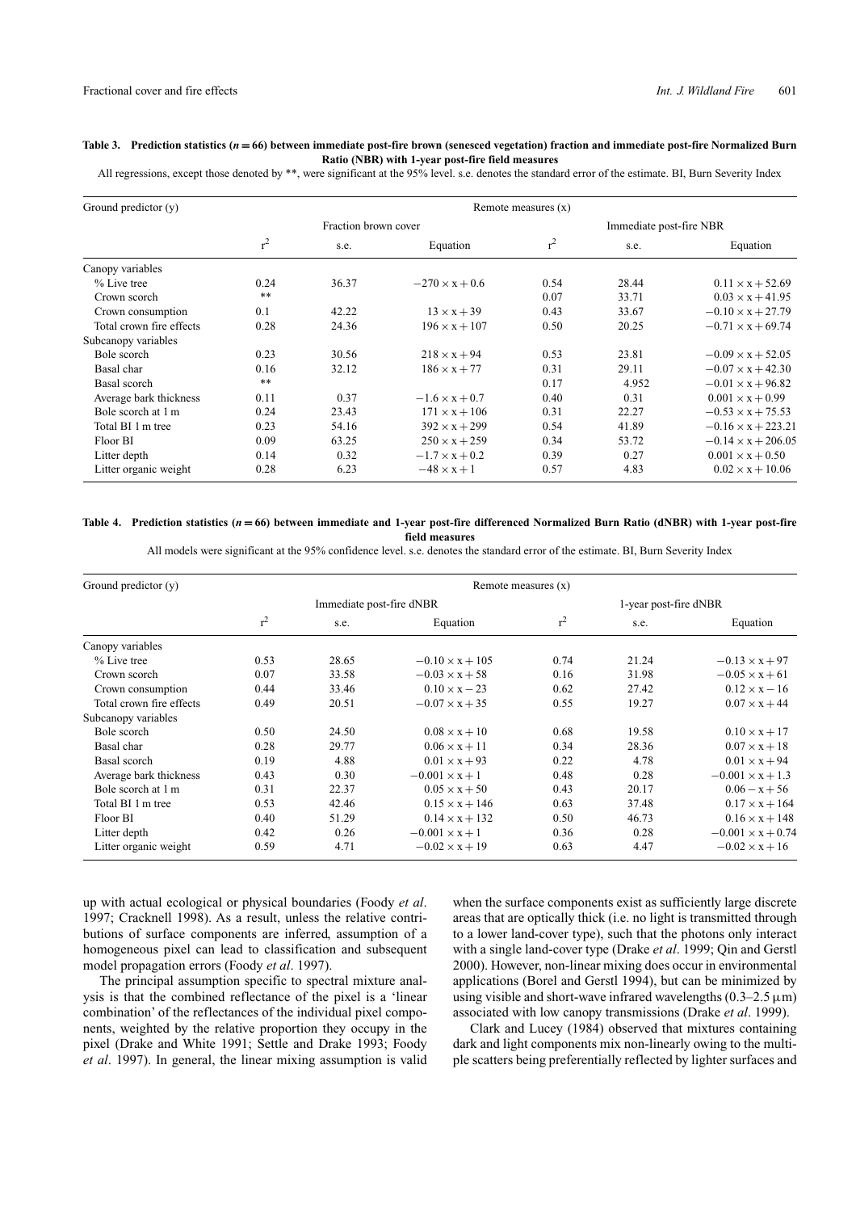**Table 3. Prediction statistics ($n = 66$) between immediate post-fire brown (senesced vegetation) fraction and immediate post-fire Normalized Burn Ratio (NBR) with 1-year post-fire field measures**

All regressions, except those denoted by **, were significant at the 95% level. s.e. denotes the standard error of the estimate. BI, Burn Severity Index

| Ground predictor (y) | Remote measures (x) | | | | | |
|---|---|---|---|---|---|---|
| | Fraction brown cover | | | Immediate post-fire NBR | | |
| | $r^2$ | s.e. | Equation | $r^2$ | s.e. | Equation |
| Canopy variables | | | | | | |
| % Live tree | 0.24 | 36.37 | $-270 \times x + 0.6$ | 0.54 | 28.44 | $0.11 \times x + 52.69$ |
| Crown scorch | ** | | | 0.07 | 33.71 | $0.03 \times x + 41.95$ |
| Crown consumption | 0.1 | 42.22 | $13 \times x + 39$ | 0.43 | 33.67 | $-0.10 \times x + 27.79$ |
| Total crown fire effects | 0.28 | 24.36 | $196 \times x + 107$ | 0.50 | 20.25 | $-0.71 \times x + 69.74$ |
| Subcanopy variables | | | | | | |
| Bole scorch | 0.23 | 30.56 | $218 \times x + 94$ | 0.53 | 23.81 | $-0.09 \times x + 52.05$ |
| Basal char | 0.16 | 32.12 | $186 \times x + 77$ | 0.31 | 29.11 | $-0.07 \times x + 42.30$ |
| Basal scorch | ** | | | 0.17 | 4.952 | $-0.01 \times x + 96.82$ |
| Average bark thickness | 0.11 | 0.37 | $-1.6 \times x + 0.7$ | 0.40 | 0.31 | $0.001 \times x + 0.99$ |
| Bole scorch at 1 m | 0.24 | 23.43 | $171 \times x + 106$ | 0.31 | 22.27 | $-0.53 \times x + 75.53$ |
| Total BI 1 m tree | 0.23 | 54.16 | $392 \times x + 299$ | 0.54 | 41.89 | $-0.16 \times x + 223.21$ |
| Floor BI | 0.09 | 63.25 | $250 \times x + 259$ | 0.34 | 53.72 | $-0.14 \times x + 206.05$ |
| Litter depth | 0.14 | 0.32 | $-1.7 \times x + 0.2$ | 0.39 | 0.27 | $0.001 \times x + 0.50$ |
| Litter organic weight | 0.28 | 6.23 | $-48 \times x + 1$ | 0.57 | 4.83 | $0.02 \times x + 10.06$ |

**Table 4. Prediction statistics ($n = 66$) between immediate and 1-year post-fire differenced Normalized Burn Ratio (dNBR) with 1-year post-fire field measures**

All models were significant at the 95% confidence level. s.e. denotes the standard error of the estimate. BI, Burn Severity Index

| Ground predictor (y) | Remote measures (x) | | | | | |
|---|---|---|---|---|---|---|
| | Immediate post-fire dNBR | | | 1-year post-fire dNBR | | |
| | $r^2$ | s.e. | Equation | $r^2$ | s.e. | Equation |
| Canopy variables | | | | | | |
| % Live tree | 0.53 | 28.65 | $-0.10 \times x + 105$ | 0.74 | 21.24 | $-0.13 \times x + 97$ |
| Crown scorch | 0.07 | 33.58 | $-0.03 \times x + 58$ | 0.16 | 31.98 | $-0.05 \times x + 61$ |
| Crown consumption | 0.44 | 33.46 | $0.10 \times x - 23$ | 0.62 | 27.42 | $0.12 \times x - 16$ |
| Total crown fire effects | 0.49 | 20.51 | $-0.07 \times x + 35$ | 0.55 | 19.27 | $0.07 \times x + 44$ |
| Subcanopy variables | | | | | | |
| Bole scorch | 0.50 | 24.50 | $0.08 \times x + 10$ | 0.68 | 19.58 | $0.10 \times x + 17$ |
| Basal char | 0.28 | 29.77 | $0.06 \times x + 11$ | 0.34 | 28.36 | $0.07 \times x + 18$ |
| Basal scorch | 0.19 | 4.88 | $0.01 \times x + 93$ | 0.22 | 4.78 | $0.01 \times x + 94$ |
| Average bark thickness | 0.43 | 0.30 | $-0.001 \times x + 1$ | 0.48 | 0.28 | $-0.001 \times x + 1.3$ |
| Bole scorch at 1 m | 0.31 | 22.37 | $0.05 \times x + 50$ | 0.43 | 20.17 | $0.06 - x + 56$ |
| Total BI 1 m tree | 0.53 | 42.46 | $0.15 \times x + 146$ | 0.63 | 37.48 | $0.17 \times x + 164$ |
| Floor BI | 0.40 | 51.29 | $0.14 \times x + 132$ | 0.50 | 46.73 | $0.16 \times x + 148$ |
| Litter depth | 0.42 | 0.26 | $-0.001 \times x + 1$ | 0.36 | 0.28 | $-0.001 \times x + 0.74$ |
| Litter organic weight | 0.59 | 4.71 | $-0.02 \times x + 19$ | 0.63 | 4.47 | $-0.02 \times x + 16$ |

up with actual ecological or physical boundaries (Foody *et al*. 1997; Cracknell 1998). As a result, unless the relative contributions of surface components are inferred, assumption of a homogeneous pixel can lead to classification and subsequent model propagation errors (Foody *et al*. 1997).

The principal assumption specific to spectral mixture analysis is that the combined reflectance of the pixel is a 'linear combination' of the reflectances of the individual pixel components, weighted by the relative proportion they occupy in the pixel (Drake and White 1991; Settle and Drake 1993; Foody *et al*. 1997). In general, the linear mixing assumption is valid when the surface components exist as sufficiently large discrete areas that are optically thick (i.e. no light is transmitted through to a lower land-cover type), such that the photons only interact with a single land-cover type (Drake *et al*. 1999; Qin and Gerstl 2000). However, non-linear mixing does occur in environmental applications (Borel and Gerstl 1994), but can be minimized by using visible and short-wave infrared wavelengths (0.3–2.5 μm) associated with low canopy transmissions (Drake *et al*. 1999).

Clark and Lucey (1984) observed that mixtures containing dark and light components mix non-linearly owing to the multiple scatters being preferentially reflected by lighter surfaces and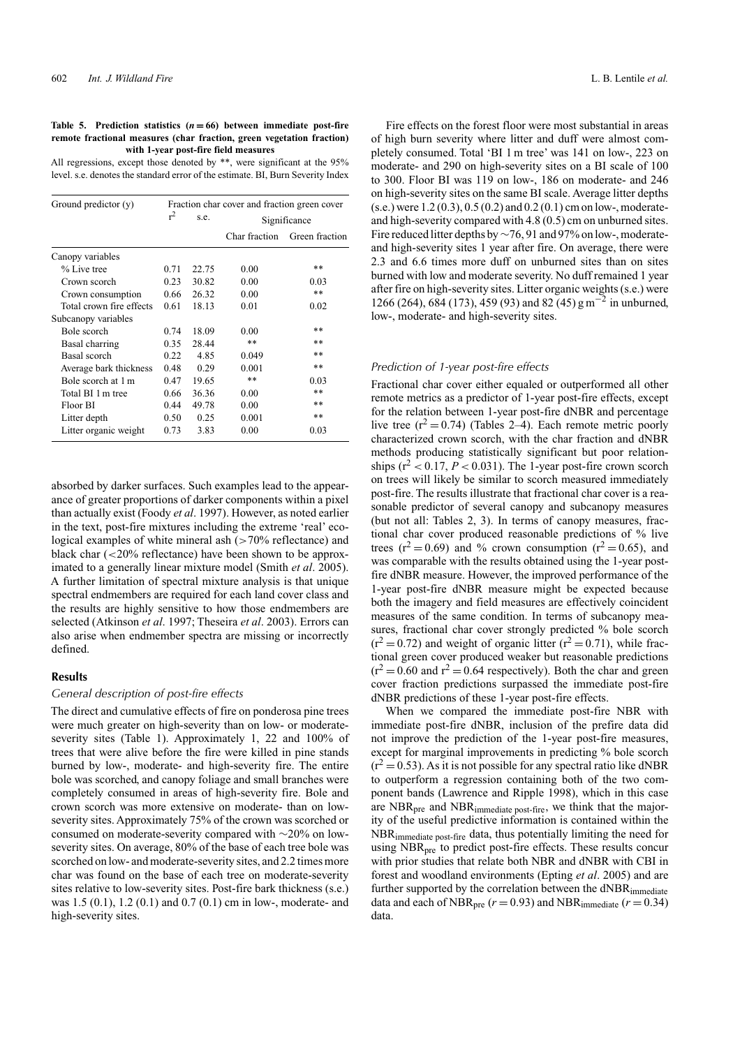**Table 5. Prediction statistics ($n = 66$) between immediate post-fire remote fractional measures (char fraction, green vegetation fraction) with 1-year post-fire field measures**

All regressions, except those denoted by **, were significant at the 95% level. s.e. denotes the standard error of the estimate. BI, Burn Severity Index

| Ground predictor (y) | Fraction char cover and fraction green cover | | | |
|---|---|---|---|---|
| | $r^2$ | s.e. | Significance | |
| | | | Char fraction | Green fraction |
| Canopy variables | | | | |
| % Live tree | 0.71 | 22.75 | 0.00 | ** |
| Crown scorch | 0.23 | 30.82 | 0.00 | 0.03 |
| Crown consumption | 0.66 | 26.32 | 0.00 | ** |
| Total crown fire effects | 0.61 | 18.13 | 0.01 | 0.02 |
| Subcanopy variables | | | | |
| Bole scorch | 0.74 | 18.09 | 0.00 | ** |
| Basal charring | 0.35 | 28.44 | ** | ** |
| Basal scorch | 0.22 | 4.85 | 0.049 | ** |
| Average bark thickness | 0.48 | 0.29 | 0.001 | ** |
| Bole scorch at 1 m | 0.47 | 19.65 | ** | 0.03 |
| Total BI 1 m tree | 0.66 | 36.36 | 0.00 | ** |
| Floor BI | 0.44 | 49.78 | 0.00 | ** |
| Litter depth | 0.50 | 0.25 | 0.001 | ** |
| Litter organic weight | 0.73 | 3.83 | 0.00 | 0.03 |

absorbed by darker surfaces. Such examples lead to the appearance of greater proportions of darker components within a pixel than actually exist (Foody *et al*. 1997). However, as noted earlier in the text, post-fire mixtures including the extreme 'real' ecological examples of white mineral ash (>70% reflectance) and black char (<20% reflectance) have been shown to be approximated to a generally linear mixture model (Smith *et al*. 2005). A further limitation of spectral mixture analysis is that unique spectral endmembers are required for each land cover class and the results are highly sensitive to how those endmembers are selected (Atkinson *et al*. 1997; Theseira *et al*. 2003). Errors can also arise when endmember spectra are missing or incorrectly defined.

## Results

### General description of post-fire effects

The direct and cumulative effects of fire on ponderosa pine trees were much greater on high-severity than on low- or moderate-severity sites (Table 1). Approximately 1, 22 and 100% of trees that were alive before the fire were killed in pine stands burned by low-, moderate- and high-severity fire. The entire bole was scorched, and canopy foliage and small branches were completely consumed in areas of high-severity fire. Bole and crown scorch was more extensive on moderate- than on low-severity sites. Approximately 75% of the crown was scorched or consumed on moderate-severity compared with ~20% on low-severity sites. On average, 80% of the base of each tree bole was scorched on low- and moderate-severity sites, and 2.2 times more char was found on the base of each tree on moderate-severity sites relative to low-severity sites. Post-fire bark thickness (s.e.) was 1.5 (0.1), 1.2 (0.1) and 0.7 (0.1) cm in low-, moderate- and high-severity sites.

Fire effects on the forest floor were most substantial in areas of high burn severity where litter and duff were almost completely consumed. Total 'BI 1 m tree' was 141 on low-, 223 on moderate- and 290 on high-severity sites on a BI scale of 100 to 300. Floor BI was 119 on low-, 186 on moderate- and 246 on high-severity sites on the same BI scale. Average litter depths (s.e.) were 1.2 (0.3), 0.5 (0.2) and 0.2 (0.1) cm on low-, moderate- and high-severity compared with 4.8 (0.5) cm on unburned sites. Fire reduced litter depths by ~76, 91 and 97% on low-, moderate- and high-severity sites 1 year after fire. On average, there were 2.3 and 6.6 times more duff on unburned sites than on sites burned with low and moderate severity. No duff remained 1 year after fire on high-severity sites. Litter organic weights (s.e.) were 1266 (264), 684 (173), 459 (93) and 82 (45) g m$^{-2}$ in unburned, low-, moderate- and high-severity sites.

### Prediction of 1-year post-fire effects

Fractional char cover either equaled or outperformed all other remote metrics as a predictor of 1-year post-fire effects, except for the relation between 1-year post-fire dNBR and percentage live tree ($r^2 = 0.74$) (Tables 2–4). Each remote metric poorly characterized crown scorch, with the char fraction and dNBR methods producing statistically significant but poor relationships ($r^2 < 0.17$, $P < 0.031$). The 1-year post-fire crown scorch on trees will likely be similar to scorch measured immediately post-fire. The results illustrate that fractional char cover is a reasonable predictor of several canopy and subcanopy measures (but not all: Tables 2, 3). In terms of canopy measures, fractional char cover produced reasonable predictions of % live trees ($r^2 = 0.69$) and % crown consumption ($r^2 = 0.65$), and was comparable with the results obtained using the 1-year post-fire dNBR measure. However, the improved performance of the 1-year post-fire dNBR measure might be expected because both the imagery and field measures are effectively coincident measures of the same condition. In terms of subcanopy measures, fractional char cover strongly predicted % bole scorch ($r^2 = 0.72$) and weight of organic litter ($r^2 = 0.71$), while fractional green cover produced weaker but reasonable predictions ($r^2 = 0.60$ and $r^2 = 0.64$ respectively). Both the char and green cover fraction predictions surpassed the immediate post-fire dNBR predictions of these 1-year post-fire effects.

When we compared the immediate post-fire NBR with immediate post-fire dNBR, inclusion of the prefire data did not improve the prediction of the 1-year post-fire measures, except for marginal improvements in predicting % bole scorch ($r^2 = 0.53$). As it is not possible for any spectral ratio like dNBR to outperform a regression containing both of the two component bands (Lawrence and Ripple 1998), which in this case are $NBR_{pre}$ and $NBR_{immediate\ post\text{-}fire}$, we think that the majority of the useful predictive information is contained within the $NBR_{immediate\ post\text{-}fire}$ data, thus potentially limiting the need for using $NBR_{pre}$ to predict post-fire effects. These results concur with prior studies that relate both NBR and dNBR with CBI in forest and woodland environments (Epting *et al*. 2005) and are further supported by the correlation between the $dNBR_{immediate}$ data and each of $NBR_{pre}$ ($r = 0.93$) and $NBR_{immediate}$ ($r = 0.34$) data.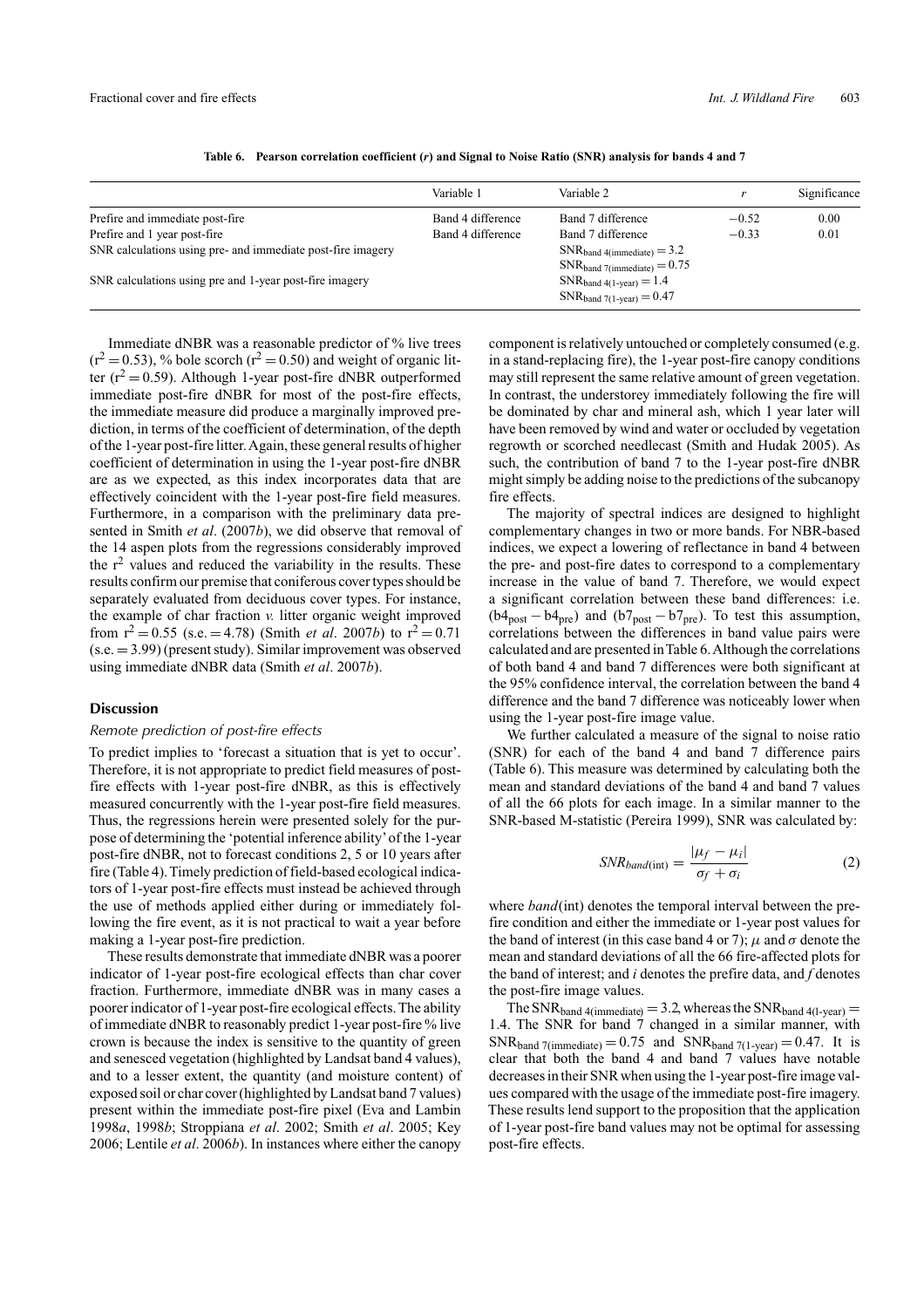**Table 6. Pearson correlation coefficient (*r*) and Signal to Noise Ratio (SNR) analysis for bands 4 and 7**

| | Variable 1 | Variable 2 | *r* | Significance |
|---|---|---|---|---|
| Prefire and immediate post-fire | Band 4 difference | Band 7 difference | −0.52 | 0.00 |
| Prefire and 1 year post-fire | Band 4 difference | Band 7 difference | −0.33 | 0.01 |
| SNR calculations using pre- and immediate post-fire imagery | | $SNR_{band\ 4(immediate)} = 3.2$ $SNR_{band\ 7(immediate)} = 0.75$ | | |
| SNR calculations using pre and 1-year post-fire imagery | | $SNR_{band\ 4(1\text{-}year)} = 1.4$ $SNR_{band\ 7(1\text{-}year)} = 0.47$ | | |

Immediate dNBR was a reasonable predictor of % live trees ($r^2 = 0.53$), % bole scorch ($r^2 = 0.50$) and weight of organic litter ($r^2 = 0.59$). Although 1-year post-fire dNBR outperformed immediate post-fire dNBR for most of the post-fire effects, the immediate measure did produce a marginally improved prediction, in terms of the coefficient of determination, of the depth of the 1-year post-fire litter. Again, these general results of higher coefficient of determination in using the 1-year post-fire dNBR are as we expected, as this index incorporates data that are effectively coincident with the 1-year post-fire field measures. Furthermore, in a comparison with the preliminary data presented in Smith *et al*. (2007*b*), we did observe that removal of the 14 aspen plots from the regressions considerably improved the $r^2$ values and reduced the variability in the results. These results confirm our premise that coniferous cover types should be separately evaluated from deciduous cover types. For instance, the example of char fraction *v.* litter organic weight improved from $r^2 = 0.55$ (s.e. = 4.78) (Smith *et al*. 2007*b*) to $r^2 = 0.71$ (s.e. = 3.99) (present study). Similar improvement was observed using immediate dNBR data (Smith *et al*. 2007*b*).

## Discussion

### *Remote prediction of post-fire effects*

To predict implies to 'forecast a situation that is yet to occur'. Therefore, it is not appropriate to predict field measures of post-fire effects with 1-year post-fire dNBR, as this is effectively measured concurrently with the 1-year post-fire field measures. Thus, the regressions herein were presented solely for the purpose of determining the 'potential inference ability' of the 1-year post-fire dNBR, not to forecast conditions 2, 5 or 10 years after fire (Table 4). Timely prediction of field-based ecological indicators of 1-year post-fire effects must instead be achieved through the use of methods applied either during or immediately following the fire event, as it is not practical to wait a year before making a 1-year post-fire prediction.

These results demonstrate that immediate dNBR was a poorer indicator of 1-year post-fire ecological effects than char cover fraction. Furthermore, immediate dNBR was in many cases a poorer indicator of 1-year post-fire ecological effects. The ability of immediate dNBR to reasonably predict 1-year post-fire % live crown is because the index is sensitive to the quantity of green and senesced vegetation (highlighted by Landsat band 4 values), and to a lesser extent, the quantity (and moisture content) of exposed soil or char cover (highlighted by Landsat band 7 values) present within the immediate post-fire pixel (Eva and Lambin 1998*a*, 1998*b*; Stroppiana *et al*. 2002; Smith *et al*. 2005; Key 2006; Lentile *et al*. 2006*b*). In instances where either the canopy component is relatively untouched or completely consumed (e.g. in a stand-replacing fire), the 1-year post-fire canopy conditions may still represent the same relative amount of green vegetation. In contrast, the understorey immediately following the fire will be dominated by char and mineral ash, which 1 year later will have been removed by wind and water or occluded by vegetation regrowth or scorched needlecast (Smith and Hudak 2005). As such, the contribution of band 7 to the 1-year post-fire dNBR might simply be adding noise to the predictions of the subcanopy fire effects.

The majority of spectral indices are designed to highlight complementary changes in two or more bands. For NBR-based indices, we expect a lowering of reflectance in band 4 between the pre- and post-fire dates to correspond to a complementary increase in the value of band 7. Therefore, we would expect a significant correlation between these band differences: i.e. $(b4_{post} - b4_{pre})$ and $(b7_{post} - b7_{pre})$. To test this assumption, correlations between the differences in band value pairs were calculated and are presented in Table 6. Although the correlations of both band 4 and band 7 differences were both significant at the 95% confidence interval, the correlation between the band 4 difference and the band 7 difference was noticeably lower when using the 1-year post-fire image value.

We further calculated a measure of the signal to noise ratio (SNR) for each of the band 4 and band 7 difference pairs (Table 6). This measure was determined by calculating both the mean and standard deviations of the band 4 and band 7 values of all the 66 plots for each image. In a similar manner to the SNR-based M-statistic (Pereira 1999), SNR was calculated by:

$$SNR_{band(\text{int})} = \frac{|\mu_f - \mu_i|}{\sigma_f + \sigma_i} \tag{2}$$

where *band*(int) denotes the temporal interval between the prefire condition and either the immediate or 1-year post values for the band of interest (in this case band 4 or 7); $\mu$ and $\sigma$ denote the mean and standard deviations of all the 66 fire-affected plots for the band of interest; and *i* denotes the prefire data, and *f* denotes the post-fire image values.

The $SNR_{band\ 4(immediate)} = 3.2$, whereas the $SNR_{band\ 4(1\text{-}year)} = 1.4$. The SNR for band 7 changed in a similar manner, with $SNR_{band\ 7(immediate)} = 0.75$ and $SNR_{band\ 7(1\text{-}year)} = 0.47$. It is clear that both the band 4 and band 7 values have notable decreases in their SNR when using the 1-year post-fire image values compared with the usage of the immediate post-fire imagery. These results lend support to the proposition that the application of 1-year post-fire band values may not be optimal for assessing post-fire effects.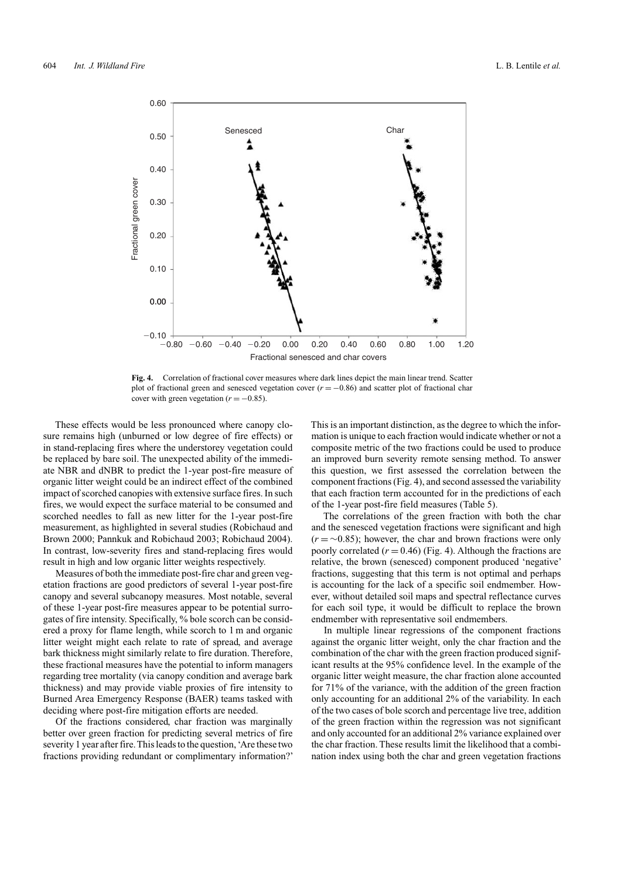**Fig. 4.** Correlation of fractional cover measures where dark lines depict the main linear trend. Scatter plot of fractional green and senesced vegetation cover ($r = -0.86$) and scatter plot of fractional char cover with green vegetation ($r = -0.85$).

These effects would be less pronounced where canopy closure remains high (unburned or low degree of fire effects) or in stand-replacing fires where the understorey vegetation could be replaced by bare soil. The unexpected ability of the immediate NBR and dNBR to predict the 1-year post-fire measure of organic litter weight could be an indirect effect of the combined impact of scorched canopies with extensive surface fires. In such fires, we would expect the surface material to be consumed and scorched needles to fall as new litter for the 1-year post-fire measurement, as highlighted in several studies (Robichaud and Brown 2000; Pannkuk and Robichaud 2003; Robichaud 2004). In contrast, low-severity fires and stand-replacing fires would result in high and low organic litter weights respectively.

Measures of both the immediate post-fire char and green vegetation fractions are good predictors of several 1-year post-fire canopy and several subcanopy measures. Most notable, several of these 1-year post-fire measures appear to be potential surrogates of fire intensity. Specifically, % bole scorch can be considered a proxy for flame length, while scorch to 1 m and organic litter weight might each relate to rate of spread, and average bark thickness might similarly relate to fire duration. Therefore, these fractional measures have the potential to inform managers regarding tree mortality (via canopy condition and average bark thickness) and may provide viable proxies of fire intensity to Burned Area Emergency Response (BAER) teams tasked with deciding where post-fire mitigation efforts are needed.

Of the fractions considered, char fraction was marginally better over green fraction for predicting several metrics of fire severity 1 year after fire. This leads to the question, 'Are these two fractions providing redundant or complimentary information?' This is an important distinction, as the degree to which the information is unique to each fraction would indicate whether or not a composite metric of the two fractions could be used to produce an improved burn severity remote sensing method. To answer this question, we first assessed the correlation between the component fractions (Fig. 4), and second assessed the variability that each fraction term accounted for in the predictions of each of the 1-year post-fire field measures (Table 5).

The correlations of the green fraction with both the char and the senesced vegetation fractions were significant and high ($r = \sim 0.85$); however, the char and brown fractions were only poorly correlated ($r = 0.46$) (Fig. 4). Although the fractions are relative, the brown (senesced) component produced 'negative' fractions, suggesting that this term is not optimal and perhaps is accounting for the lack of a specific soil endmember. However, without detailed soil maps and spectral reflectance curves for each soil type, it would be difficult to replace the brown endmember with representative soil endmembers.

In multiple linear regressions of the component fractions against the organic litter weight, only the char fraction and the combination of the char with the green fraction produced significant results at the 95% confidence level. In the example of the organic litter weight measure, the char fraction alone accounted for 71% of the variance, with the addition of the green fraction only accounting for an additional 2% of the variability. In each of the two cases of bole scorch and percentage live tree, addition of the green fraction within the regression was not significant and only accounted for an additional 2% variance explained over the char fraction. These results limit the likelihood that a combination index using both the char and green vegetation fractions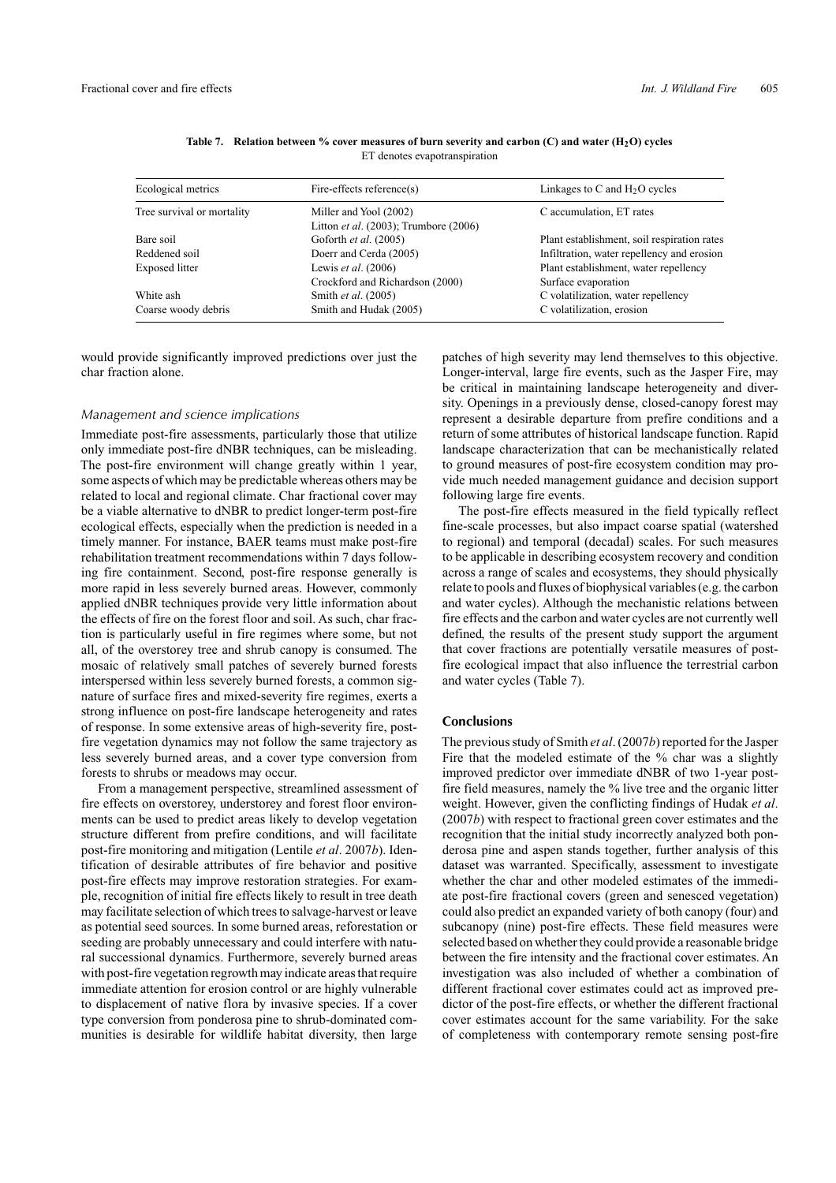**Table 7. Relation between % cover measures of burn severity and carbon (C) and water ($H_2O$) cycles**
ET denotes evapotranspiration

| Ecological metrics | Fire-effects reference(s) | Linkages to C and $H_2O$ cycles |
|---|---|---|
| Tree survival or mortality | Miller and Yool (2002) Litton *et al*. (2003); Trumbore (2006) | C accumulation, ET rates |
| Bare soil | Goforth *et al*. (2005) | Plant establishment, soil respiration rates |
| Reddened soil | Doerr and Cerda (2005) | Infiltration, water repellency and erosion |
| Exposed litter | Lewis *et al*. (2006) Crockford and Richardson (2000) | Plant establishment, water repellency Surface evaporation |
| White ash | Smith *et al*. (2005) | C volatilization, water repellency |
| Coarse woody debris | Smith and Hudak (2005) | C volatilization, erosion |

would provide significantly improved predictions over just the char fraction alone.

### Management and science implications

Immediate post-fire assessments, particularly those that utilize only immediate post-fire dNBR techniques, can be misleading. The post-fire environment will change greatly within 1 year, some aspects of which may be predictable whereas others may be related to local and regional climate. Char fractional cover may be a viable alternative to dNBR to predict longer-term post-fire ecological effects, especially when the prediction is needed in a timely manner. For instance, BAER teams must make post-fire rehabilitation treatment recommendations within 7 days following fire containment. Second, post-fire response generally is more rapid in less severely burned areas. However, commonly applied dNBR techniques provide very little information about the effects of fire on the forest floor and soil. As such, char fraction is particularly useful in fire regimes where some, but not all, of the overstorey tree and shrub canopy is consumed. The mosaic of relatively small patches of severely burned forests interspersed within less severely burned forests, a common signature of surface fires and mixed-severity fire regimes, exerts a strong influence on post-fire landscape heterogeneity and rates of response. In some extensive areas of high-severity fire, post-fire vegetation dynamics may not follow the same trajectory as less severely burned areas, and a cover type conversion from forests to shrubs or meadows may occur.

From a management perspective, streamlined assessment of fire effects on overstorey, understorey and forest floor environments can be used to predict areas likely to develop vegetation structure different from prefire conditions, and will facilitate post-fire monitoring and mitigation (Lentile *et al*. 2007*b*). Identification of desirable attributes of fire behavior and positive post-fire effects may improve restoration strategies. For example, recognition of initial fire effects likely to result in tree death may facilitate selection of which trees to salvage-harvest or leave as potential seed sources. In some burned areas, reforestation or seeding are probably unnecessary and could interfere with natural successional dynamics. Furthermore, severely burned areas with post-fire vegetation regrowth may indicate areas that require immediate attention for erosion control or are highly vulnerable to displacement of native flora by invasive species. If a cover type conversion from ponderosa pine to shrub-dominated communities is desirable for wildlife habitat diversity, then large patches of high severity may lend themselves to this objective. Longer-interval, large fire events, such as the Jasper Fire, may be critical in maintaining landscape heterogeneity and diversity. Openings in a previously dense, closed-canopy forest may represent a desirable departure from prefire conditions and a return of some attributes of historical landscape function. Rapid landscape characterization that can be mechanistically related to ground measures of post-fire ecosystem condition may provide much needed management guidance and decision support following large fire events.

The post-fire effects measured in the field typically reflect fine-scale processes, but also impact coarse spatial (watershed to regional) and temporal (decadal) scales. For such measures to be applicable in describing ecosystem recovery and condition across a range of scales and ecosystems, they should physically relate to pools and fluxes of biophysical variables (e.g. the carbon and water cycles). Although the mechanistic relations between fire effects and the carbon and water cycles are not currently well defined, the results of the present study support the argument that cover fractions are potentially versatile measures of post-fire ecological impact that also influence the terrestrial carbon and water cycles (Table 7).

## Conclusions

The previous study of Smith *et al*. (2007*b*) reported for the Jasper Fire that the modeled estimate of the % char was a slightly improved predictor over immediate dNBR of two 1-year post-fire field measures, namely the % live tree and the organic litter weight. However, given the conflicting findings of Hudak *et al*. (2007*b*) with respect to fractional green cover estimates and the recognition that the initial study incorrectly analyzed both ponderosa pine and aspen stands together, further analysis of this dataset was warranted. Specifically, assessment to investigate whether the char and other modeled estimates of the immediate post-fire fractional covers (green and senesced vegetation) could also predict an expanded variety of both canopy (four) and subcanopy (nine) post-fire effects. These field measures were selected based on whether they could provide a reasonable bridge between the fire intensity and the fractional cover estimates. An investigation was also included of whether a combination of different fractional cover estimates could act as improved predictor of the post-fire effects, or whether the different fractional cover estimates account for the same variability. For the sake of completeness with contemporary remote sensing post-fire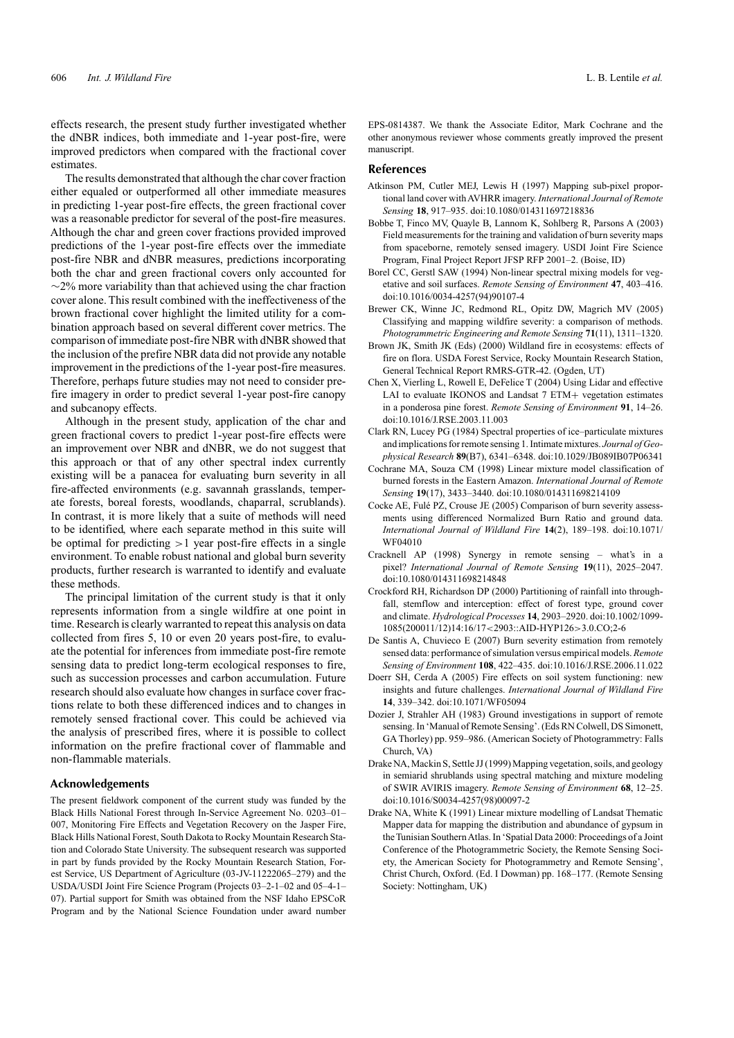effects research, the present study further investigated whether the dNBR indices, both immediate and 1-year post-fire, were improved predictors when compared with the fractional cover estimates.

The results demonstrated that although the char cover fraction either equaled or outperformed all other immediate measures in predicting 1-year post-fire effects, the green fractional cover was a reasonable predictor for several of the post-fire measures. Although the char and green cover fractions provided improved predictions of the 1-year post-fire effects over the immediate post-fire NBR and dNBR measures, predictions incorporating both the char and green fractional covers only accounted for $\sim$2% more variability than that achieved using the char fraction cover alone. This result combined with the ineffectiveness of the brown fractional cover highlight the limited utility for a combination approach based on several different cover metrics. The comparison of immediate post-fire NBR with dNBR showed that the inclusion of the prefire NBR data did not provide any notable improvement in the predictions of the 1-year post-fire measures. Therefore, perhaps future studies may not need to consider prefire imagery in order to predict several 1-year post-fire canopy and subcanopy effects.

Although in the present study, application of the char and green fractional covers to predict 1-year post-fire effects were an improvement over NBR and dNBR, we do not suggest that this approach or that of any other spectral index currently existing will be a panacea for evaluating burn severity in all fire-affected environments (e.g. savannah grasslands, temperate forests, boreal forests, woodlands, chaparral, scrublands). In contrast, it is more likely that a suite of methods will need to be identified, where each separate method in this suite will be optimal for predicting $>1$ year post-fire effects in a single environment. To enable robust national and global burn severity products, further research is warranted to identify and evaluate these methods.

The principal limitation of the current study is that it only represents information from a single wildfire at one point in time. Research is clearly warranted to repeat this analysis on data collected from fires 5, 10 or even 20 years post-fire, to evaluate the potential for inferences from immediate post-fire remote sensing data to predict long-term ecological responses to fire, such as succession processes and carbon accumulation. Future research should also evaluate how changes in surface cover fractions relate to both these differenced indices and to changes in remotely sensed fractional cover. This could be achieved via the analysis of prescribed fires, where it is possible to collect information on the prefire fractional cover of flammable and non-flammable materials.

## Acknowledgements

The present fieldwork component of the current study was funded by the Black Hills National Forest through In-Service Agreement No. 0203–01–007, Monitoring Fire Effects and Vegetation Recovery on the Jasper Fire, Black Hills National Forest, South Dakota to Rocky Mountain Research Station and Colorado State University. The subsequent research was supported in part by funds provided by the Rocky Mountain Research Station, Forest Service, US Department of Agriculture (03-JV-11222065–279) and the USDA/USDI Joint Fire Science Program (Projects 03–2-1–02 and 05–4-1–07). Partial support for Smith was obtained from the NSF Idaho EPSCoR Program and by the National Science Foundation under award number EPS-0814387. We thank the Associate Editor, Mark Cochrane and the other anonymous reviewer whose comments greatly improved the present manuscript.

## References

Atkinson PM, Cutler MEJ, Lewis H (1997) Mapping sub-pixel proportional land cover with AVHRR imagery. *International Journal of Remote Sensing* **18**, 917–935. doi:10.1080/014311697218836

Bobbe T, Finco MV, Quayle B, Lannom K, Sohlberg R, Parsons A (2003) Field measurements for the training and validation of burn severity maps from spaceborne, remotely sensed imagery. USDI Joint Fire Science Program, Final Project Report JFSP RFP 2001–2. (Boise, ID)

Borel CC, Gerstl SAW (1994) Non-linear spectral mixing models for vegetative and soil surfaces. *Remote Sensing of Environment* **47**, 403–416. doi:10.1016/0034-4257(94)90107-4

Brewer CK, Winne JC, Redmond RL, Opitz DW, Magrich MV (2005) Classifying and mapping wildfire severity: a comparison of methods. *Photogrammetric Engineering and Remote Sensing* **71**(11), 1311–1320.

Brown JK, Smith JK (Eds) (2000) Wildland fire in ecosystems: effects of fire on flora. USDA Forest Service, Rocky Mountain Research Station, General Technical Report RMRS-GTR-42. (Ogden, UT)

Chen X, Vierling L, Rowell E, DeFelice T (2004) Using Lidar and effective LAI to evaluate IKONOS and Landsat 7 ETM+ vegetation estimates in a ponderosa pine forest. *Remote Sensing of Environment* **91**, 14–26. doi:10.1016/J.RSE.2003.11.003

Clark RN, Lucey PG (1984) Spectral properties of ice–particulate mixtures and implications for remote sensing 1. Intimate mixtures. *Journal of Geophysical Research* **89**(B7), 6341–6348. doi:10.1029/JB089IB07P06341

Cochrane MA, Souza CM (1998) Linear mixture model classification of burned forests in the Eastern Amazon. *International Journal of Remote Sensing* **19**(17), 3433–3440. doi:10.1080/014311698214109

Cocke AE, Fulé PZ, Crouse JE (2005) Comparison of burn severity assessments using differenced Normalized Burn Ratio and ground data. *International Journal of Wildland Fire* **14**(2), 189–198. doi:10.1071/WF04010

Cracknell AP (1998) Synergy in remote sensing – what's in a pixel? *International Journal of Remote Sensing* **19**(11), 2025–2047. doi:10.1080/014311698214848

Crockford RH, Richardson DP (2000) Partitioning of rainfall into throughfall, stemflow and interception: effect of forest type, ground cover and climate. *Hydrological Processes* **14**, 2903–2920. doi:10.1002/1099-1085(200011/12)14:16/17<2903::AID-HYP126>3.0.CO;2-6

De Santis A, Chuvieco E (2007) Burn severity estimation from remotely sensed data: performance of simulation versus empirical models. *Remote Sensing of Environment* **108**, 422–435. doi:10.1016/J.RSE.2006.11.022

Doerr SH, Cerda A (2005) Fire effects on soil system functioning: new insights and future challenges. *International Journal of Wildland Fire* **14**, 339–342. doi:10.1071/WF05094

Dozier J, Strahler AH (1983) Ground investigations in support of remote sensing. In 'Manual of Remote Sensing'. (Eds RN Colwell, DS Simonett, GA Thorley) pp. 959–986. (American Society of Photogrammetry: Falls Church, VA)

Drake NA, Mackin S, Settle JJ (1999) Mapping vegetation, soils, and geology in semiarid shrublands using spectral matching and mixture modeling of SWIR AVIRIS imagery. *Remote Sensing of Environment* **68**, 12–25. doi:10.1016/S0034-4257(98)00097-2

Drake NA, White K (1991) Linear mixture modelling of Landsat Thematic Mapper data for mapping the distribution and abundance of gypsum in the Tunisian Southern Atlas. In 'Spatial Data 2000: Proceedings of a Joint Conference of the Photogrammetric Society, the Remote Sensing Society, the American Society for Photogrammetry and Remote Sensing', Christ Church, Oxford. (Ed. I Dowman) pp. 168–177. (Remote Sensing Society: Nottingham, UK)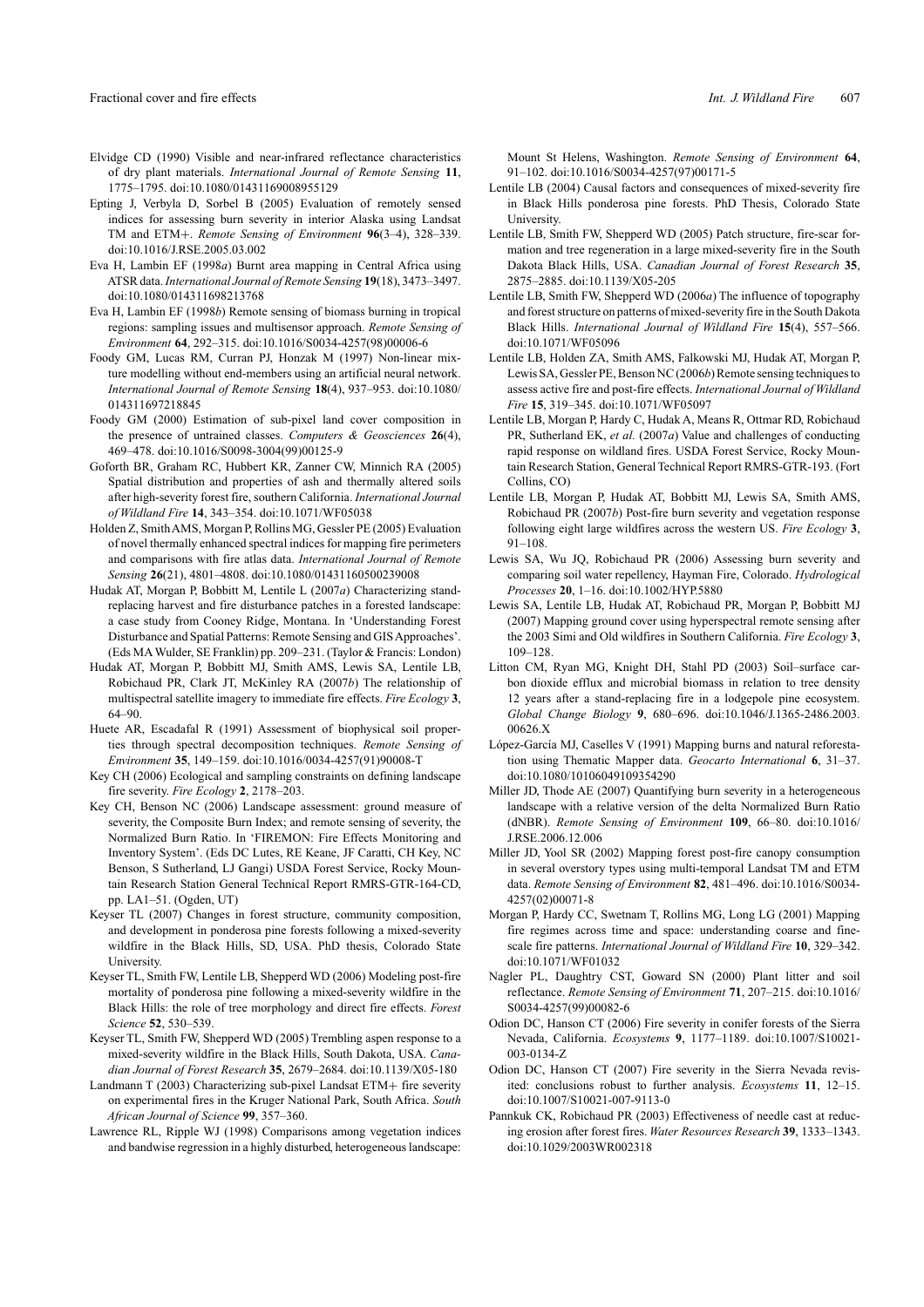Elvidge CD (1990) Visible and near-infrared reflectance characteristics of dry plant materials. *International Journal of Remote Sensing* **11**, 1775–1795. doi:10.1080/01431169008955129

Epting J, Verbyla D, Sorbel B (2005) Evaluation of remotely sensed indices for assessing burn severity in interior Alaska using Landsat TM and ETM+. *Remote Sensing of Environment* **96**(3–4), 328–339. doi:10.1016/J.RSE.2005.03.002

Eva H, Lambin EF (1998*a*) Burnt area mapping in Central Africa using ATSR data. *International Journal of Remote Sensing* **19**(18), 3473–3497. doi:10.1080/014311698213768

Eva H, Lambin EF (1998*b*) Remote sensing of biomass burning in tropical regions: sampling issues and multisensor approach. *Remote Sensing of Environment* **64**, 292–315. doi:10.1016/S0034-4257(98)00006-6

Foody GM, Lucas RM, Curran PJ, Honzak M (1997) Non-linear mixture modelling without end-members using an artificial neural network. *International Journal of Remote Sensing* **18**(4), 937–953. doi:10.1080/014311697218845

Foody GM (2000) Estimation of sub-pixel land cover composition in the presence of untrained classes. *Computers & Geosciences* **26**(4), 469–478. doi:10.1016/S0098-3004(99)00125-9

Goforth BR, Graham RC, Hubbert KR, Zanner CW, Minnich RA (2005) Spatial distribution and properties of ash and thermally altered soils after high-severity forest fire, southern California. *International Journal of Wildland Fire* **14**, 343–354. doi:10.1071/WF05038

Holden Z, Smith AMS, Morgan P, Rollins MG, Gessler PE (2005) Evaluation of novel thermally enhanced spectral indices for mapping fire perimeters and comparisons with fire atlas data. *International Journal of Remote Sensing* **26**(21), 4801–4808. doi:10.1080/01431160500239008

Hudak AT, Morgan P, Bobbitt MJ, Lentile L (2007*a*) Characterizing stand-replacing harvest and fire disturbance patches in a forested landscape: a case study from Cooney Ridge, Montana. In 'Understanding Forest Disturbance and Spatial Patterns: Remote Sensing and GIS Approaches'. (Eds MA Wulder, SE Franklin) pp. 209–231. (Taylor & Francis: London)

Hudak AT, Morgan P, Bobbitt MJ, Smith AMS, Lewis SA, Lentile LB, Robichaud PR, Clark JT, McKinley RA (2007*b*) The relationship of multispectral satellite imagery to immediate fire effects. *Fire Ecology* **3**, 64–90.

Huete AR, Escadafal R (1991) Assessment of biophysical soil properties through spectral decomposition techniques. *Remote Sensing of Environment* **35**, 149–159. doi:10.1016/0034-4257(91)90008-T

Key CH (2006) Ecological and sampling constraints on defining landscape fire severity. *Fire Ecology* **2**, 2178–203.

Key CH, Benson NC (2006) Landscape assessment: ground measure of severity, the Composite Burn Index; and remote sensing of severity, the Normalized Burn Ratio. In 'FIREMON: Fire Effects Monitoring and Inventory System'. (Eds DC Lutes, RE Keane, JF Caratti, CH Key, NC Benson, S Sutherland, LJ Gangi) USDA Forest Service, Rocky Mountain Research Station General Technical Report RMRS-GTR-164-CD, pp. LA1–51. (Ogden, UT)

Keyser TL (2007) Changes in forest structure, community composition, and development in ponderosa pine forests following a mixed-severity wildfire in the Black Hills, SD, USA. PhD thesis, Colorado State University.

Keyser TL, Smith FW, Lentile LB, Shepperd WD (2006) Modeling post-fire mortality of ponderosa pine following a mixed-severity wildfire in the Black Hills: the role of tree morphology and direct fire effects. *Forest Science* **52**, 530–539.

Keyser TL, Smith FW, Shepperd WD (2005) Trembling aspen response to a mixed-severity wildfire in the Black Hills, South Dakota, USA. *Canadian Journal of Forest Research* **35**, 2679–2684. doi:10.1139/X05-180

Landmann T (2003) Characterizing sub-pixel Landsat ETM+ fire severity on experimental fires in the Kruger National Park, South Africa. *South African Journal of Science* **99**, 357–360.

Lawrence RL, Ripple WJ (1998) Comparisons among vegetation indices and bandwise regression in a highly disturbed, heterogeneous landscape: Mount St Helens, Washington. *Remote Sensing of Environment* **64**, 91–102. doi:10.1016/S0034-4257(97)00171-5

Lentile LB (2004) Causal factors and consequences of mixed-severity fire in Black Hills ponderosa pine forests. PhD Thesis, Colorado State University.

Lentile LB, Smith FW, Shepperd WD (2005) Patch structure, fire-scar formation and tree regeneration in a large mixed-severity fire in the South Dakota Black Hills, USA. *Canadian Journal of Forest Research* **35**, 2875–2885. doi:10.1139/X05-205

Lentile LB, Smith FW, Shepperd WD (2006*a*) The influence of topography and forest structure on patterns of mixed-severity fire in the South Dakota Black Hills. *International Journal of Wildland Fire* **15**(4), 557–566. doi:10.1071/WF05096

Lentile LB, Holden ZA, Smith AMS, Falkowski MJ, Hudak AT, Morgan P, Lewis SA, Gessler PE, Benson NC (2006*b*) Remote sensing techniques to assess active fire and post-fire effects. *International Journal of Wildland Fire* **15**, 319–345. doi:10.1071/WF05097

Lentile LB, Morgan P, Hardy C, Hudak A, Means R, Ottmar RD, Robichaud PR, Sutherland EK, *et al.* (2007*a*) Value and challenges of conducting rapid response on wildland fires. USDA Forest Service, Rocky Mountain Research Station, General Technical Report RMRS-GTR-193. (Fort Collins, CO)

Lentile LB, Morgan P, Hudak AT, Bobbitt MJ, Lewis SA, Smith AMS, Robichaud PR (2007*b*) Post-fire burn severity and vegetation response following eight large wildfires across the western US. *Fire Ecology* **3**, 91–108.

Lewis SA, Wu JQ, Robichaud PR (2006) Assessing burn severity and comparing soil water repellency, Hayman Fire, Colorado. *Hydrological Processes* **20**, 1–16. doi:10.1002/HYP.5880

Lewis SA, Lentile LB, Hudak AT, Robichaud PR, Morgan P, Bobbitt MJ (2007) Mapping ground cover using hyperspectral remote sensing after the 2003 Simi and Old wildfires in Southern California. *Fire Ecology* **3**, 109–128.

Litton CM, Ryan MG, Knight DH, Stahl PD (2003) Soil–surface carbon dioxide efflux and microbial biomass in relation to tree density 12 years after a stand-replacing fire in a lodgepole pine ecosystem. *Global Change Biology* **9**, 680–696. doi:10.1046/J.1365-2486.2003.00626.X

López-García MJ, Caselles V (1991) Mapping burns and natural reforestation using Thematic Mapper data. *Geocarto International* **6**, 31–37. doi:10.1080/10106049109354290

Miller JD, Thode AE (2007) Quantifying burn severity in a heterogeneous landscape with a relative version of the delta Normalized Burn Ratio (dNBR). *Remote Sensing of Environment* **109**, 66–80. doi:10.1016/J.RSE.2006.12.006

Miller JD, Yool SR (2002) Mapping forest post-fire canopy consumption in several overstory types using multi-temporal Landsat TM and ETM data. *Remote Sensing of Environment* **82**, 481–496. doi:10.1016/S0034-4257(02)00071-8

Morgan P, Hardy CC, Swetnam T, Rollins MG, Long LG (2001) Mapping fire regimes across time and space: understanding coarse and fine-scale fire patterns. *International Journal of Wildland Fire* **10**, 329–342. doi:10.1071/WF01032

Nagler PL, Daughtry CST, Goward SN (2000) Plant litter and soil reflectance. *Remote Sensing of Environment* **71**, 207–215. doi:10.1016/S0034-4257(99)00082-6

Odion DC, Hanson CT (2006) Fire severity in conifer forests of the Sierra Nevada, California. *Ecosystems* **9**, 1177–1189. doi:10.1007/S10021-003-0134-Z

Odion DC, Hanson CT (2007) Fire severity in the Sierra Nevada revisited: conclusions robust to further analysis. *Ecosystems* **11**, 12–15. doi:10.1007/S10021-007-9113-0

Pannkuk CK, Robichaud PR (2003) Effectiveness of needle cast at reducing erosion after forest fires. *Water Resources Research* **39**, 1333–1343. doi:10.1029/2003WR002318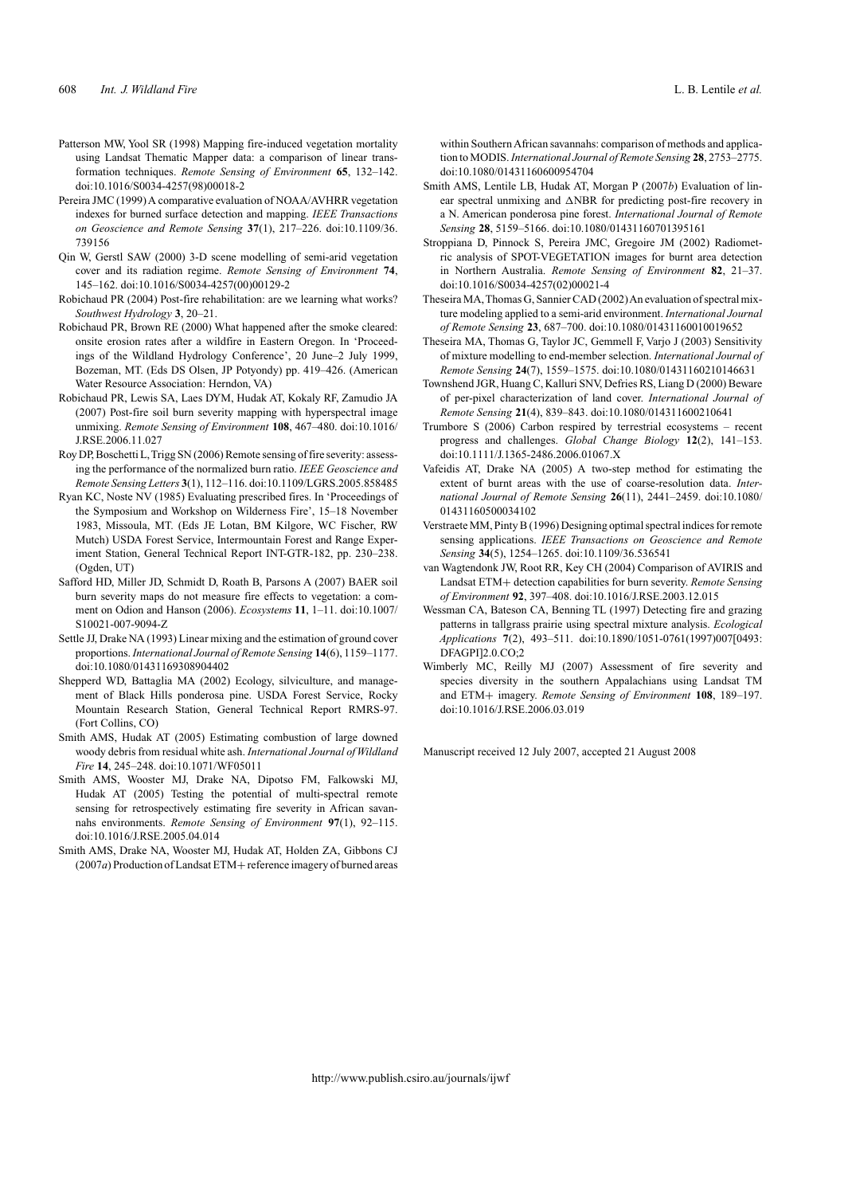Patterson MW, Yool SR (1998) Mapping fire-induced vegetation mortality using Landsat Thematic Mapper data: a comparison of linear transformation techniques. *Remote Sensing of Environment* **65**, 132–142. doi:10.1016/S0034-4257(98)00018-2

Pereira JMC (1999) A comparative evaluation of NOAA/AVHRR vegetation indexes for burned surface detection and mapping. *IEEE Transactions on Geoscience and Remote Sensing* **37**(1), 217–226. doi:10.1109/36.739156

Qin W, Gerstl SAW (2000) 3-D scene modelling of semi-arid vegetation cover and its radiation regime. *Remote Sensing of Environment* **74**, 145–162. doi:10.1016/S0034-4257(00)00129-2

Robichaud PR (2004) Post-fire rehabilitation: are we learning what works? *Southwest Hydrology* **3**, 20–21.

Robichaud PR, Brown RE (2000) What happened after the smoke cleared: onsite erosion rates after a wildfire in Eastern Oregon. In 'Proceedings of the Wildland Hydrology Conference', 20 June–2 July 1999, Bozeman, MT. (Eds DS Olsen, JP Potyondy) pp. 419–426. (American Water Resource Association: Herndon, VA)

Robichaud PR, Lewis SA, Laes DYM, Hudak AT, Kokaly RF, Zamudio JA (2007) Post-fire soil burn severity mapping with hyperspectral image unmixing. *Remote Sensing of Environment* **108**, 467–480. doi:10.1016/J.RSE.2006.11.027

Roy DP, Boschetti L, Trigg SN (2006) Remote sensing of fire severity: assessing the performance of the normalized burn ratio. *IEEE Geoscience and Remote Sensing Letters* **3**(1), 112–116. doi:10.1109/LGRS.2005.858485

Ryan KC, Noste NV (1985) Evaluating prescribed fires. In 'Proceedings of the Symposium and Workshop on Wilderness Fire', 15–18 November 1983, Missoula, MT. (Eds JE Lotan, BM Kilgore, WC Fischer, RW Mutch) USDA Forest Service, Intermountain Forest and Range Experiment Station, General Technical Report INT-GTR-182, pp. 230–238. (Ogden, UT)

Safford HD, Miller JD, Schmidt D, Roath B, Parsons A (2007) BAER soil burn severity maps do not measure fire effects to vegetation: a comment on Odion and Hanson (2006). *Ecosystems* **11**, 1–11. doi:10.1007/S10021-007-9094-Z

Settle JJ, Drake NA (1993) Linear mixing and the estimation of ground cover proportions. *International Journal of Remote Sensing* **14**(6), 1159–1177. doi:10.1080/01431169308904402

Shepperd WD, Battaglia MA (2002) Ecology, silviculture, and management of Black Hills ponderosa pine. USDA Forest Service, Rocky Mountain Research Station, General Technical Report RMRS-97. (Fort Collins, CO)

Smith AMS, Hudak AT (2005) Estimating combustion of large downed woody debris from residual white ash. *International Journal of Wildland Fire* **14**, 245–248. doi:10.1071/WF05011

Smith AMS, Wooster MJ, Drake NA, Dipotso FM, Falkowski MJ, Hudak AT (2005) Testing the potential of multi-spectral remote sensing for retrospectively estimating fire severity in African savannahs environments. *Remote Sensing of Environment* **97**(1), 92–115. doi:10.1016/J.RSE.2005.04.014

Smith AMS, Drake NA, Wooster MJ, Hudak AT, Holden ZA, Gibbons CJ (2007*a*) Production of Landsat ETM+ reference imagery of burned areas within Southern African savannahs: comparison of methods and application to MODIS. *International Journal of Remote Sensing* **28**, 2753–2775. doi:10.1080/01431160600954704

Smith AMS, Lentile LB, Hudak AT, Morgan P (2007*b*) Evaluation of linear spectral unmixing and ΔNBR for predicting post-fire recovery in a N. American ponderosa pine forest. *International Journal of Remote Sensing* **28**, 5159–5166. doi:10.1080/01431160701395161

Stroppiana D, Pinnock S, Pereira JMC, Gregoire JM (2002) Radiometric analysis of SPOT-VEGETATION images for burnt area detection in Northern Australia. *Remote Sensing of Environment* **82**, 21–37. doi:10.1016/S0034-4257(02)00021-4

Theseira MA, Thomas G, Sannier CAD (2002) An evaluation of spectral mixture modeling applied to a semi-arid environment. *International Journal of Remote Sensing* **23**, 687–700. doi:10.1080/01431160010019652

Theseira MA, Thomas G, Taylor JC, Gemmell F, Varjo J (2003) Sensitivity of mixture modelling to end-member selection. *International Journal of Remote Sensing* **24**(7), 1559–1575. doi:10.1080/01431160210146631

Townshend JGR, Huang C, Kalluri SNV, Defries RS, Liang D (2000) Beware of per-pixel characterization of land cover. *International Journal of Remote Sensing* **21**(4), 839–843. doi:10.1080/014311600210641

Trumbore S (2006) Carbon respired by terrestrial ecosystems – recent progress and challenges. *Global Change Biology* **12**(2), 141–153. doi:10.1111/J.1365-2486.2006.01067.X

Vafeidis AT, Drake NA (2005) A two-step method for estimating the extent of burnt areas with the use of coarse-resolution data. *International Journal of Remote Sensing* **26**(11), 2441–2459. doi:10.1080/01431160500034102

Verstraete MM, Pinty B (1996) Designing optimal spectral indices for remote sensing applications. *IEEE Transactions on Geoscience and Remote Sensing* **34**(5), 1254–1265. doi:10.1109/36.536541

van Wagtendonk JW, Root RR, Key CH (2004) Comparison of AVIRIS and Landsat ETM+ detection capabilities for burn severity. *Remote Sensing of Environment* **92**, 397–408. doi:10.1016/J.RSE.2003.12.015

Wessman CA, Bateson CA, Benning TL (1997) Detecting fire and grazing patterns in tallgrass prairie using spectral mixture analysis. *Ecological Applications* **7**(2), 493–511. doi:10.1890/1051-0761(1997)007[0493:DFAGPI]2.0.CO;2

Wimberly MC, Reilly MJ (2007) Assessment of fire severity and species diversity in the southern Appalachians using Landsat TM and ETM+ imagery. *Remote Sensing of Environment* **108**, 189–197. doi:10.1016/J.RSE.2006.03.019

Manuscript received 12 July 2007, accepted 21 August 2008